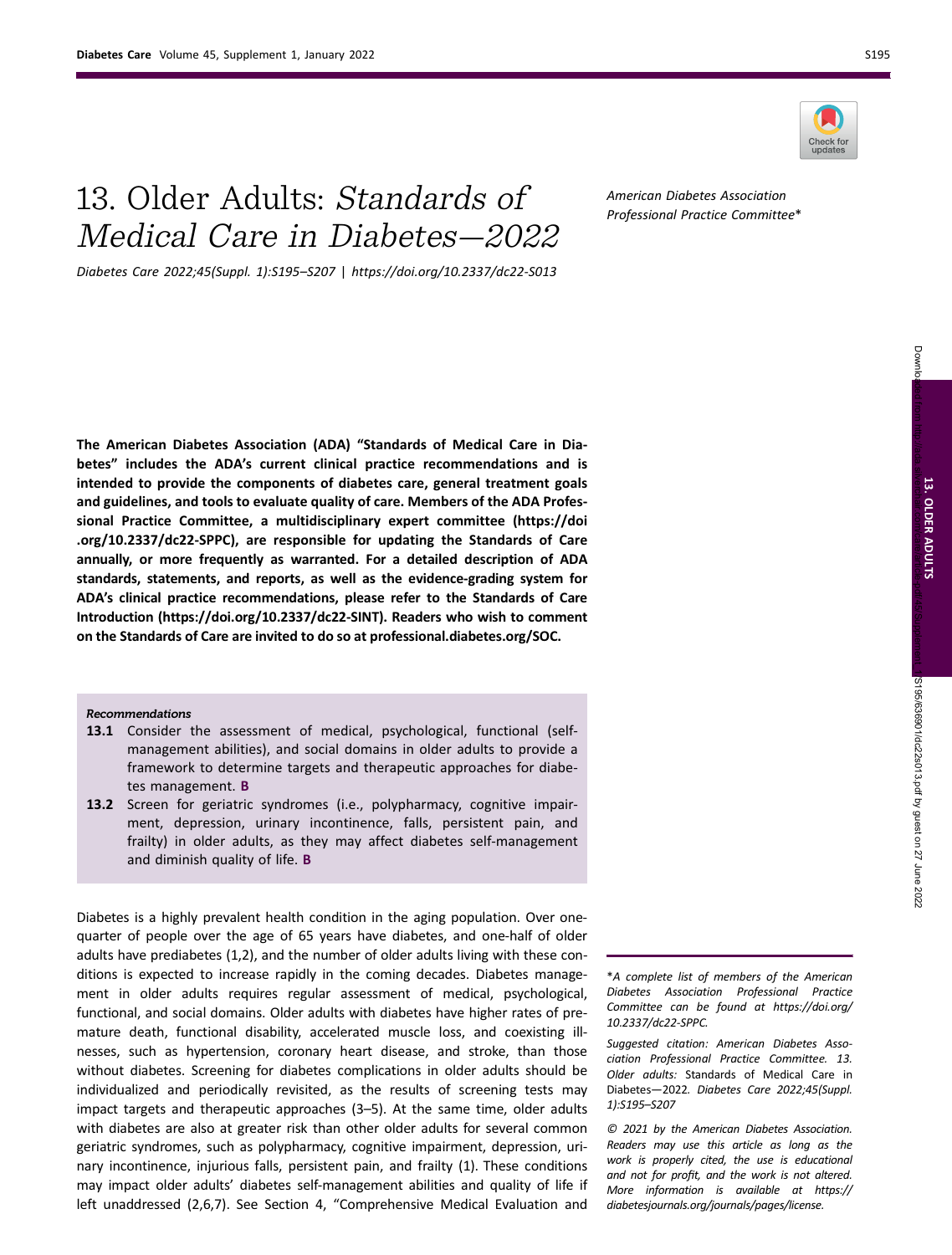# 13. Older Adults: *Standards of Medical Care in Diabetes—2022*

*Diabetes Care 2022;45(Suppl. 1):S195–S207 | https://doi.org/10.2337/dc22-S013*

*American Diabetes Association Professional Practice Committee**

**The American Diabetes Association (ADA) "Standards of Medical Care in Diabetes" includes the ADA's current clinical practice recommendations and is intended to provide the components of diabetes care, general treatment goals and guidelines, and tools to evaluate quality of care. Members of the ADA Professional Practice Committee, a multidisciplinary expert committee (https://doi.org/10.2337/dc22-SPPC), are responsible for updating the Standards of Care annually, or more frequently as warranted. For a detailed description of ADA standards, statements, and reports, as well as the evidence-grading system for ADA's clinical practice recommendations, please refer to the Standards of Care Introduction (https://doi.org/10.2337/dc22-SINT). Readers who wish to comment on the Standards of Care are invited to do so at professional.diabetes.org/SOC.**

*Recommendations*

- **13.1** Consider the assessment of medical, psychological, functional (self-management abilities), and social domains in older adults to provide a framework to determine targets and therapeutic approaches for diabetes management. **B**
- **13.2** Screen for geriatric syndromes (i.e., polypharmacy, cognitive impairment, depression, urinary incontinence, falls, persistent pain, and frailty) in older adults, as they may affect diabetes self-management and diminish quality of life. **B**

Diabetes is a highly prevalent health condition in the aging population. Over one-quarter of people over the age of 65 years have diabetes, and one-half of older adults have prediabetes (1,2), and the number of older adults living with these conditions is expected to increase rapidly in the coming decades. Diabetes management in older adults requires regular assessment of medical, psychological, functional, and social domains. Older adults with diabetes have higher rates of premature death, functional disability, accelerated muscle loss, and coexisting illnesses, such as hypertension, coronary heart disease, and stroke, than those without diabetes. Screening for diabetes complications in older adults should be individualized and periodically revisited, as the results of screening tests may impact targets and therapeutic approaches (3–5). At the same time, older adults with diabetes are also at greater risk than other older adults for several common geriatric syndromes, such as polypharmacy, cognitive impairment, depression, urinary incontinence, injurious falls, persistent pain, and frailty (1). These conditions may impact older adults' diabetes self-management abilities and quality of life if left unaddressed (2,6,7). See Section 4, "Comprehensive Medical Evaluation and

*A complete list of members of the American Diabetes Association Professional Practice Committee can be found at https://doi.org/10.2337/dc22-SPPC.

*Suggested citation: American Diabetes Association Professional Practice Committee. 13. Older adults:* Standards of Medical Care in Diabetes—2022. *Diabetes Care 2022;45(Suppl. 1):S195–S207*

*© 2021 by the American Diabetes Association. Readers may use this article as long as the work is properly cited, the use is educational and not for profit, and the work is not altered. More information is available at https://diabetesjournals.org/journals/pages/license.*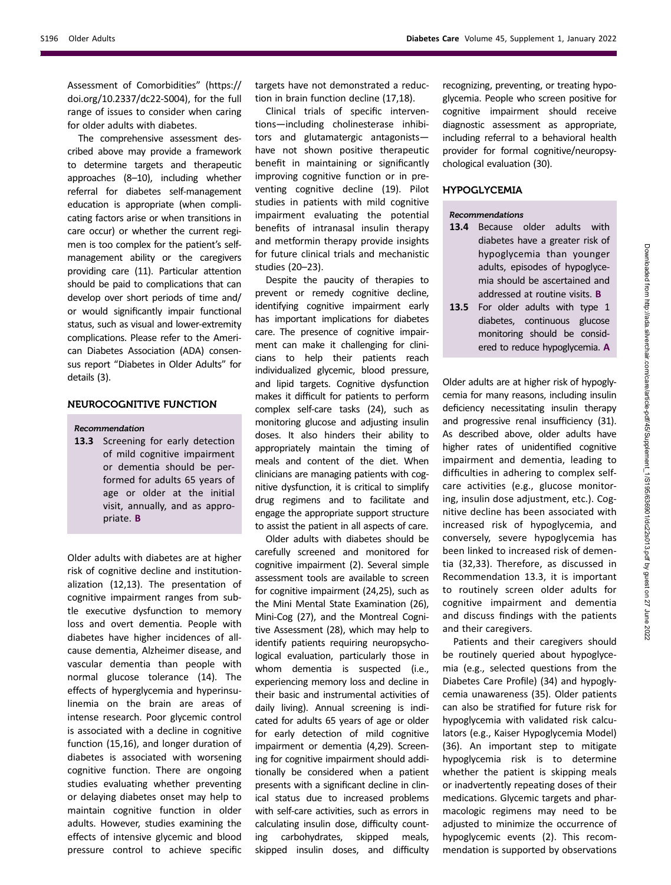Assessment of Comorbidities" (https://doi.org/10.2337/dc22-S004), for the full range of issues to consider when caring for older adults with diabetes.

The comprehensive assessment described above may provide a framework to determine targets and therapeutic approaches (8–10), including whether referral for diabetes self-management education is appropriate (when complicating factors arise or when transitions in care occur) or whether the current regimen is too complex for the patient's self-management ability or the caregivers providing care (11). Particular attention should be paid to complications that can develop over short periods of time and/or would significantly impair functional status, such as visual and lower-extremity complications. Please refer to the American Diabetes Association (ADA) consensus report "Diabetes in Older Adults" for details (3).

## NEUROCOGNITIVE FUNCTION

*Recommendation*

**13.3** Screening for early detection of mild cognitive impairment or dementia should be performed for adults 65 years of age or older at the initial visit, annually, and as appropriate. **B**

Older adults with diabetes are at higher risk of cognitive decline and institutionalization (12,13). The presentation of cognitive impairment ranges from subtle executive dysfunction to memory loss and overt dementia. People with diabetes have higher incidences of all-cause dementia, Alzheimer disease, and vascular dementia than people with normal glucose tolerance (14). The effects of hyperglycemia and hyperinsulinemia on the brain are areas of intense research. Poor glycemic control is associated with a decline in cognitive function (15,16), and longer duration of diabetes is associated with worsening cognitive function. There are ongoing studies evaluating whether preventing or delaying diabetes onset may help to maintain cognitive function in older adults. However, studies examining the effects of intensive glycemic and blood pressure control to achieve specific targets have not demonstrated a reduction in brain function decline (17,18).

Clinical trials of specific interventions—including cholinesterase inhibitors and glutamatergic antagonists—have not shown positive therapeutic benefit in maintaining or significantly improving cognitive function or in preventing cognitive decline (19). Pilot studies in patients with mild cognitive impairment evaluating the potential benefits of intranasal insulin therapy and metformin therapy provide insights for future clinical trials and mechanistic studies (20–23).

Despite the paucity of therapies to prevent or remedy cognitive decline, identifying cognitive impairment early has important implications for diabetes care. The presence of cognitive impairment can make it challenging for clinicians to help their patients reach individualized glycemic, blood pressure, and lipid targets. Cognitive dysfunction makes it difficult for patients to perform complex self-care tasks (24), such as monitoring glucose and adjusting insulin doses. It also hinders their ability to appropriately maintain the timing of meals and content of the diet. When clinicians are managing patients with cognitive dysfunction, it is critical to simplify drug regimens and to facilitate and engage the appropriate support structure to assist the patient in all aspects of care.

Older adults with diabetes should be carefully screened and monitored for cognitive impairment (2). Several simple assessment tools are available to screen for cognitive impairment (24,25), such as the Mini Mental State Examination (26), Mini-Cog (27), and the Montreal Cognitive Assessment (28), which may help to identify patients requiring neuropsychological evaluation, particularly those in whom dementia is suspected (i.e., experiencing memory loss and decline in their basic and instrumental activities of daily living). Annual screening is indicated for adults 65 years of age or older for early detection of mild cognitive impairment or dementia (4,29). Screening for cognitive impairment should additionally be considered when a patient presents with a significant decline in clinical status due to increased problems with self-care activities, such as errors in calculating insulin dose, difficulty counting carbohydrates, skipped meals, skipped insulin doses, and difficulty recognizing, preventing, or treating hypoglycemia. People who screen positive for cognitive impairment should receive diagnostic assessment as appropriate, including referral to a behavioral health provider for formal cognitive/neuropsychological evaluation (30).

## HYPOGLYCEMIA

*Recommendations*

**13.4** Because older adults with diabetes have a greater risk of hypoglycemia than younger adults, episodes of hypoglycemia should be ascertained and addressed at routine visits. **B**

**13.5** For older adults with type 1 diabetes, continuous glucose monitoring should be considered to reduce hypoglycemia. **A**

Older adults are at higher risk of hypoglycemia for many reasons, including insulin deficiency necessitating insulin therapy and progressive renal insufficiency (31). As described above, older adults have higher rates of unidentified cognitive impairment and dementia, leading to difficulties in adhering to complex self-care activities (e.g., glucose monitoring, insulin dose adjustment, etc.). Cognitive decline has been associated with increased risk of hypoglycemia, and conversely, severe hypoglycemia has been linked to increased risk of dementia (32,33). Therefore, as discussed in Recommendation 13.3, it is important to routinely screen older adults for cognitive impairment and dementia and discuss findings with the patients and their caregivers.

Patients and their caregivers should be routinely queried about hypoglycemia (e.g., selected questions from the Diabetes Care Profile) (34) and hypoglycemia unawareness (35). Older patients can also be stratified for future risk for hypoglycemia with validated risk calculators (e.g., Kaiser Hypoglycemia Model) (36). An important step to mitigate hypoglycemia risk is to determine whether the patient is skipping meals or inadvertently repeating doses of their medications. Glycemic targets and pharmacologic regimens may need to be adjusted to minimize the occurrence of hypoglycemic events (2). This recommendation is supported by observations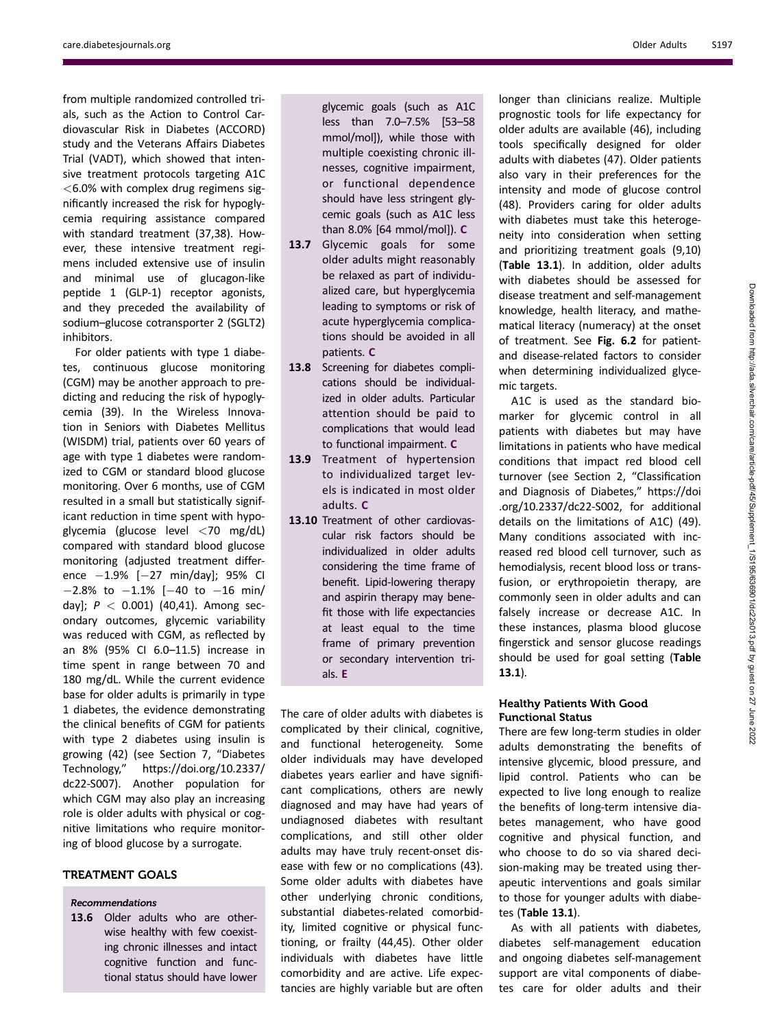from multiple randomized controlled trials, such as the Action to Control Cardiovascular Risk in Diabetes (ACCORD) study and the Veterans Affairs Diabetes Trial (VADT), which showed that intensive treatment protocols targeting A1C <6.0% with complex drug regimens significantly increased the risk for hypoglycemia requiring assistance compared with standard treatment (37,38). However, these intensive treatment regimens included extensive use of insulin and minimal use of glucagon-like peptide 1 (GLP-1) receptor agonists, and they preceded the availability of sodium–glucose cotransporter 2 (SGLT2) inhibitors.

For older patients with type 1 diabetes, continuous glucose monitoring (CGM) may be another approach to predicting and reducing the risk of hypoglycemia (39). In the Wireless Innovation in Seniors with Diabetes Mellitus (WISDM) trial, patients over 60 years of age with type 1 diabetes were randomized to CGM or standard blood glucose monitoring. Over 6 months, use of CGM resulted in a small but statistically significant reduction in time spent with hypoglycemia (glucose level <70 mg/dL) compared with standard blood glucose monitoring (adjusted treatment difference −1.9% [−27 min/day]; 95% CI −2.8% to −1.1% [−40 to −16 min/day]; $P < 0.001$) (40,41). Among secondary outcomes, glycemic variability was reduced with CGM, as reflected by an 8% (95% CI 6.0–11.5) increase in time spent in range between 70 and 180 mg/dL. While the current evidence base for older adults is primarily in type 1 diabetes, the evidence demonstrating the clinical benefits of CGM for patients with type 2 diabetes using insulin is growing (42) (see Section 7, "Diabetes Technology," https://doi.org/10.2337/dc22-S007). Another population for which CGM may also play an increasing role is older adults with physical or cognitive limitations who require monitoring of blood glucose by a surrogate.

## TREATMENT GOALS

*Recommendations*

**13.6** Older adults who are otherwise healthy with few coexisting chronic illnesses and intact cognitive function and functional status should have lower glycemic goals (such as A1C less than 7.0–7.5% [53–58 mmol/mol]), while those with multiple coexisting chronic illnesses, cognitive impairment, or functional dependence should have less stringent glycemic goals (such as A1C less than 8.0% [64 mmol/mol]). **C**

**13.7** Glycemic goals for some older adults might reasonably be relaxed as part of individualized care, but hyperglycemia leading to symptoms or risk of acute hyperglycemia complications should be avoided in all patients. **C**

**13.8** Screening for diabetes complications should be individualized in older adults. Particular attention should be paid to complications that would lead to functional impairment. **C**

**13.9** Treatment of hypertension to individualized target levels is indicated in most older adults. **C**

**13.10** Treatment of other cardiovascular risk factors should be individualized in older adults considering the time frame of benefit. Lipid-lowering therapy and aspirin therapy may benefit those with life expectancies at least equal to the time frame of primary prevention or secondary intervention trials. **E**

The care of older adults with diabetes is complicated by their clinical, cognitive, and functional heterogeneity. Some older individuals may have developed diabetes years earlier and have significant complications, others are newly diagnosed and may have had years of undiagnosed diabetes with resultant complications, and still other older adults may have truly recent-onset disease with few or no complications (43). Some older adults with diabetes have other underlying chronic conditions, substantial diabetes-related comorbidity, limited cognitive or physical functioning, or frailty (44,45). Other older individuals with diabetes have little comorbidity and are active. Life expectancies are highly variable but are often longer than clinicians realize. Multiple prognostic tools for life expectancy for older adults are available (46), including tools specifically designed for older adults with diabetes (47). Older patients also vary in their preferences for the intensity and mode of glucose control (48). Providers caring for older adults with diabetes must take this heterogeneity into consideration when setting and prioritizing treatment goals (9,10) (**Table 13.1**). In addition, older adults with diabetes should be assessed for disease treatment and self-management knowledge, health literacy, and mathematical literacy (numeracy) at the onset of treatment. See **Fig. 6.2** for patient- and disease-related factors to consider when determining individualized glycemic targets.

A1C is used as the standard biomarker for glycemic control in all patients with diabetes but may have limitations in patients who have medical conditions that impact red blood cell turnover (see Section 2, "Classification and Diagnosis of Diabetes," https://doi.org/10.2337/dc22-S002, for additional details on the limitations of A1C) (49). Many conditions associated with increased red blood cell turnover, such as hemodialysis, recent blood loss or transfusion, or erythropoietin therapy, are commonly seen in older adults and can falsely increase or decrease A1C. In these instances, plasma blood glucose fingerstick and sensor glucose readings should be used for goal setting (**Table 13.1**).

### Healthy Patients With Good Functional Status

There are few long-term studies in older adults demonstrating the benefits of intensive glycemic, blood pressure, and lipid control. Patients who can be expected to live long enough to realize the benefits of long-term intensive diabetes management, who have good cognitive and physical function, and who choose to do so via shared decision-making may be treated using therapeutic interventions and goals similar to those for younger adults with diabetes (**Table 13.1**).

As with all patients with diabetes, diabetes self-management education and ongoing diabetes self-management support are vital components of diabetes care for older adults and their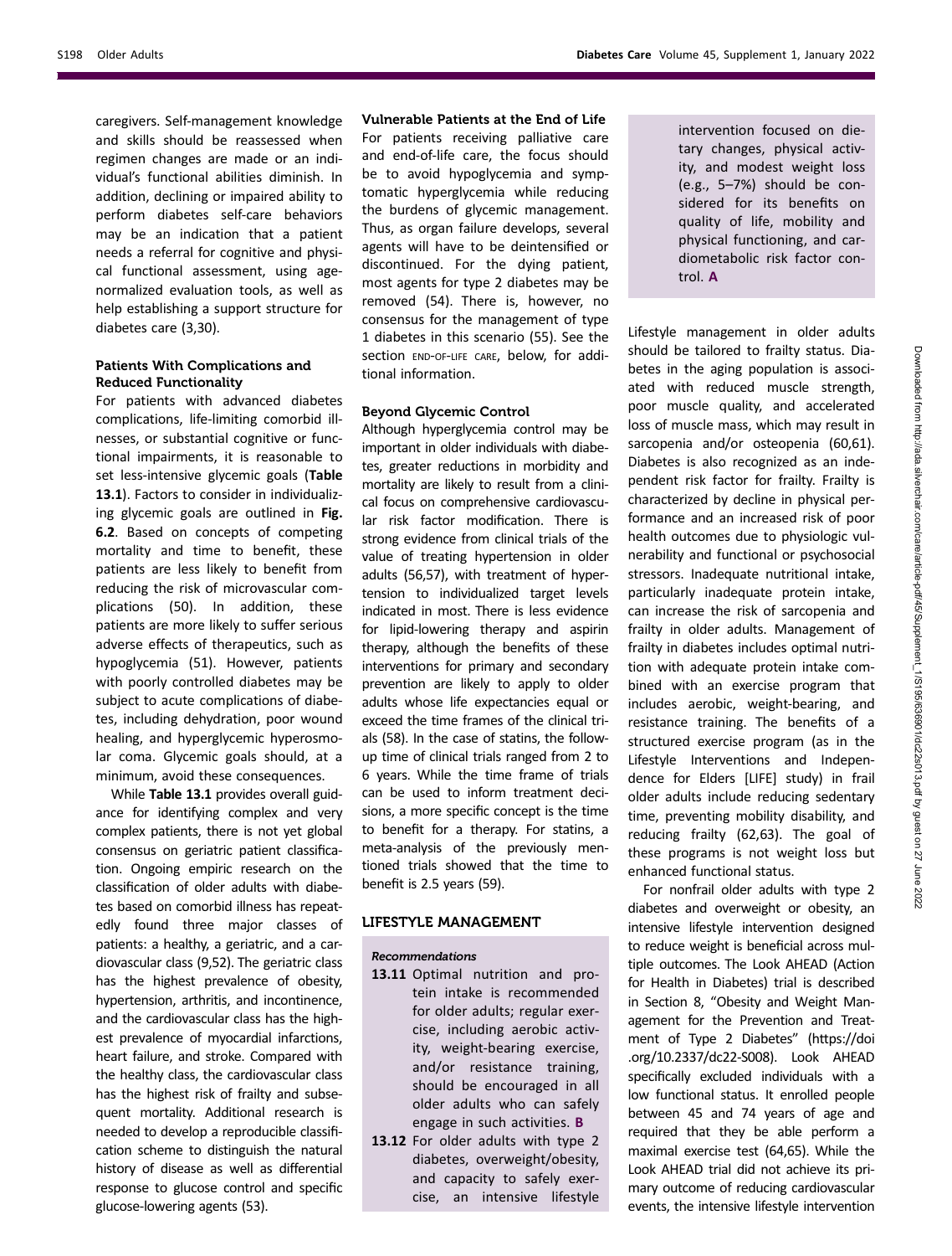caregivers. Self-management knowledge and skills should be reassessed when regimen changes are made or an individual's functional abilities diminish. In addition, declining or impaired ability to perform diabetes self-care behaviors may be an indication that a patient needs a referral for cognitive and physical functional assessment, using age-normalized evaluation tools, as well as help establishing a support structure for diabetes care (3,30).

### Patients With Complications and Reduced Functionality

For patients with advanced diabetes complications, life-limiting comorbid illnesses, or substantial cognitive or functional impairments, it is reasonable to set less-intensive glycemic goals (**Table 13.1**). Factors to consider in individualizing glycemic goals are outlined in **Fig. 6.2**. Based on concepts of competing mortality and time to benefit, these patients are less likely to benefit from reducing the risk of microvascular complications (50). In addition, these patients are more likely to suffer serious adverse effects of therapeutics, such as hypoglycemia (51). However, patients with poorly controlled diabetes may be subject to acute complications of diabetes, including dehydration, poor wound healing, and hyperglycemic hyperosmolar coma. Glycemic goals should, at a minimum, avoid these consequences.

While **Table 13.1** provides overall guidance for identifying complex and very complex patients, there is not yet global consensus on geriatric patient classification. Ongoing empiric research on the classification of older adults with diabetes based on comorbid illness has repeatedly found three major classes of patients: a healthy, a geriatric, and a cardiovascular class (9,52). The geriatric class has the highest prevalence of obesity, hypertension, arthritis, and incontinence, and the cardiovascular class has the highest prevalence of myocardial infarctions, heart failure, and stroke. Compared with the healthy class, the cardiovascular class has the highest risk of frailty and subsequent mortality. Additional research is needed to develop a reproducible classification scheme to distinguish the natural history of disease as well as differential response to glucose control and specific glucose-lowering agents (53).

### Vulnerable Patients at the End of Life

For patients receiving palliative care and end-of-life care, the focus should be to avoid hypoglycemia and symptomatic hyperglycemia while reducing the burdens of glycemic management. Thus, as organ failure develops, several agents will have to be deintensified or discontinued. For the dying patient, most agents for type 2 diabetes may be removed (54). There is, however, no consensus for the management of type 1 diabetes in this scenario (55). See the section END-OF-LIFE CARE, below, for additional information.

### Beyond Glycemic Control

Although hyperglycemia control may be important in older individuals with diabetes, greater reductions in morbidity and mortality are likely to result from a clinical focus on comprehensive cardiovascular risk factor modification. There is strong evidence from clinical trials of the value of treating hypertension in older adults (56,57), with treatment of hypertension to individualized target levels indicated in most. There is less evidence for lipid-lowering therapy and aspirin therapy, although the benefits of these interventions for primary and secondary prevention are likely to apply to older adults whose life expectancies equal or exceed the time frames of the clinical trials (58). In the case of statins, the follow-up time of clinical trials ranged from 2 to 6 years. While the time frame of trials can be used to inform treatment decisions, a more specific concept is the time to benefit for a therapy. For statins, a meta-analysis of the previously mentioned trials showed that the time to benefit is 2.5 years (59).

## LIFESTYLE MANAGEMENT

#### *Recommendations*

**13.11** Optimal nutrition and protein intake is recommended for older adults; regular exercise, including aerobic activity, weight-bearing exercise, and/or resistance training, should be encouraged in all older adults who can safely engage in such activities. **B**

**13.12** For older adults with type 2 diabetes, overweight/obesity, and capacity to safely exercise, an intensive lifestyle intervention focused on dietary changes, physical activity, and modest weight loss (e.g., 5–7%) should be considered for its benefits on quality of life, mobility and physical functioning, and cardiometabolic risk factor control. **A**

Lifestyle management in older adults should be tailored to frailty status. Diabetes in the aging population is associated with reduced muscle strength, poor muscle quality, and accelerated loss of muscle mass, which may result in sarcopenia and/or osteopenia (60,61). Diabetes is also recognized as an independent risk factor for frailty. Frailty is characterized by decline in physical performance and an increased risk of poor health outcomes due to physiologic vulnerability and functional or psychosocial stressors. Inadequate nutritional intake, particularly inadequate protein intake, can increase the risk of sarcopenia and frailty in older adults. Management of frailty in diabetes includes optimal nutrition with adequate protein intake combined with an exercise program that includes aerobic, weight-bearing, and resistance training. The benefits of a structured exercise program (as in the Lifestyle Interventions and Independence for Elders [LIFE] study) in frail older adults include reducing sedentary time, preventing mobility disability, and reducing frailty (62,63). The goal of these programs is not weight loss but enhanced functional status.

For nonfrail older adults with type 2 diabetes and overweight or obesity, an intensive lifestyle intervention designed to reduce weight is beneficial across multiple outcomes. The Look AHEAD (Action for Health in Diabetes) trial is described in Section 8, "Obesity and Weight Management for the Prevention and Treatment of Type 2 Diabetes" (https://doi.org/10.2337/dc22-S008). Look AHEAD specifically excluded individuals with a low functional status. It enrolled people between 45 and 74 years of age and required that they be able perform a maximal exercise test (64,65). While the Look AHEAD trial did not achieve its primary outcome of reducing cardiovascular events, the intensive lifestyle intervention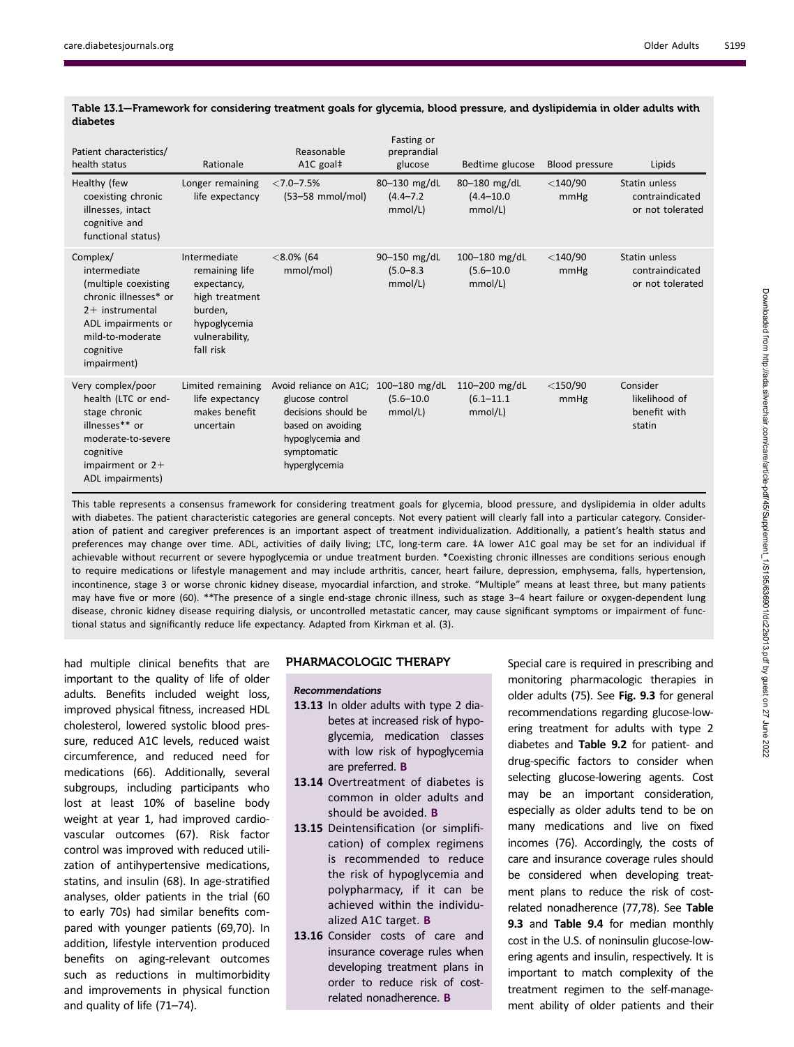**Table 13.1—Framework for considering treatment goals for glycemia, blood pressure, and dyslipidemia in older adults with diabetes**

| Patient characteristics/ health status | Rationale | Reasonable A1C goal‡ | Fasting or preprandial glucose | Bedtime glucose | Blood pressure | Lipids |
|---|---|---|---|---|---|---|
| Healthy (few coexisting chronic illnesses, intact cognitive and functional status) | Longer remaining life expectancy | <7.0–7.5% (53–58 mmol/mol) | 80–130 mg/dL (4.4–7.2 mmol/L) | 80–180 mg/dL (4.4–10.0 mmol/L) | <140/90 mmHg | Statin unless contraindicated or not tolerated |
| Complex/ intermediate (multiple coexisting chronic illnesses* or 2+ instrumental ADL impairments or mild-to-moderate cognitive impairment) | Intermediate remaining life expectancy, high treatment burden, hypoglycemia vulnerability, fall risk | <8.0% (64 mmol/mol) | 90–150 mg/dL (5.0–8.3 mmol/L) | 100–180 mg/dL (5.6–10.0 mmol/L) | <140/90 mmHg | Statin unless contraindicated or not tolerated |
| Very complex/poor health (LTC or end-stage chronic illnesses** or moderate-to-severe cognitive impairment or 2+ ADL impairments) | Limited remaining life expectancy makes benefit uncertain | Avoid reliance on A1C; glucose control decisions should be based on avoiding hypoglycemia and symptomatic hyperglycemia | 100–180 mg/dL (5.6–10.0 mmol/L) | 110–200 mg/dL (6.1–11.1 mmol/L) | <150/90 mmHg | Consider likelihood of benefit with statin |

This table represents a consensus framework for considering treatment goals for glycemia, blood pressure, and dyslipidemia in older adults with diabetes. The patient characteristic categories are general concepts. Not every patient will clearly fall into a particular category. Consideration of patient and caregiver preferences is an important aspect of treatment individualization. Additionally, a patient's health status and preferences may change over time. ADL, activities of daily living; LTC, long-term care. ‡A lower A1C goal may be set for an individual if achievable without recurrent or severe hypoglycemia or undue treatment burden. *Coexisting chronic illnesses are conditions serious enough to require medications or lifestyle management and may include arthritis, cancer, heart failure, depression, emphysema, falls, hypertension, incontinence, stage 3 or worse chronic kidney disease, myocardial infarction, and stroke. "Multiple" means at least three, but many patients may have five or more (60). **The presence of a single end-stage chronic illness, such as stage 3–4 heart failure or oxygen-dependent lung disease, chronic kidney disease requiring dialysis, or uncontrolled metastatic cancer, may cause significant symptoms or impairment of functional status and significantly reduce life expectancy. Adapted from Kirkman et al. (3).

had multiple clinical benefits that are important to the quality of life of older adults. Benefits included weight loss, improved physical fitness, increased HDL cholesterol, lowered systolic blood pressure, reduced A1C levels, reduced waist circumference, and reduced need for medications (66). Additionally, several subgroups, including participants who lost at least 10% of baseline body weight at year 1, had improved cardiovascular outcomes (67). Risk factor control was improved with reduced utilization of antihypertensive medications, statins, and insulin (68). In age-stratified analyses, older patients in the trial (60 to early 70s) had similar benefits compared with younger patients (69,70). In addition, lifestyle intervention produced benefits on aging-relevant outcomes such as reductions in multimorbidity and improvements in physical function and quality of life (71–74).

## PHARMACOLOGIC THERAPY

### *Recommendations*

- **13.13** In older adults with type 2 diabetes at increased risk of hypoglycemia, medication classes with low risk of hypoglycemia are preferred. **B**
- **13.14** Overtreatment of diabetes is common in older adults and should be avoided. **B**
- **13.15** Deintensification (or simplification) of complex regimens is recommended to reduce the risk of hypoglycemia and polypharmacy, if it can be achieved within the individualized A1C target. **B**
- **13.16** Consider costs of care and insurance coverage rules when developing treatment plans in order to reduce risk of cost-related nonadherence. **B**

Special care is required in prescribing and monitoring pharmacologic therapies in older adults (75). See **Fig. 9.3** for general recommendations regarding glucose-lowering treatment for adults with type 2 diabetes and **Table 9.2** for patient- and drug-specific factors to consider when selecting glucose-lowering agents. Cost may be an important consideration, especially as older adults tend to be on many medications and live on fixed incomes (76). Accordingly, the costs of care and insurance coverage rules should be considered when developing treatment plans to reduce the risk of cost-related nonadherence (77,78). See **Table 9.3** and **Table 9.4** for median monthly cost in the U.S. of noninsulin glucose-lowering agents and insulin, respectively. It is important to match complexity of the treatment regimen to the self-management ability of older patients and their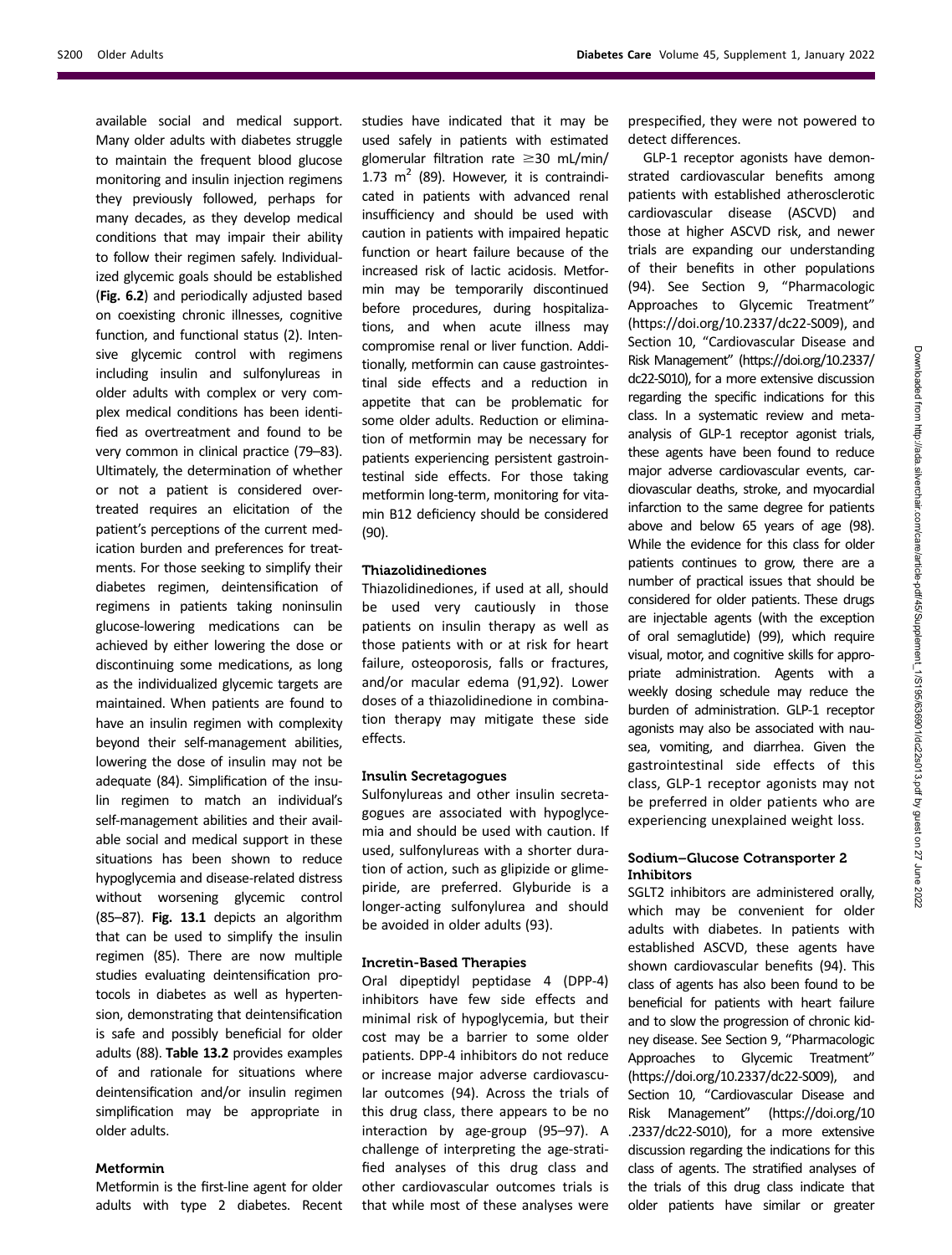available social and medical support. Many older adults with diabetes struggle to maintain the frequent blood glucose monitoring and insulin injection regimens they previously followed, perhaps for many decades, as they develop medical conditions that may impair their ability to follow their regimen safely. Individualized glycemic goals should be established (**Fig. 6.2**) and periodically adjusted based on coexisting chronic illnesses, cognitive function, and functional status (2). Intensive glycemic control with regimens including insulin and sulfonylureas in older adults with complex or very complex medical conditions has been identified as overtreatment and found to be very common in clinical practice (79–83). Ultimately, the determination of whether or not a patient is considered overtreated requires an elicitation of the patient's perceptions of the current medication burden and preferences for treatments. For those seeking to simplify their diabetes regimen, deintensification of regimens in patients taking noninsulin glucose-lowering medications can be achieved by either lowering the dose or discontinuing some medications, as long as the individualized glycemic targets are maintained. When patients are found to have an insulin regimen with complexity beyond their self-management abilities, lowering the dose of insulin may not be adequate (84). Simplification of the insulin regimen to match an individual's self-management abilities and their available social and medical support in these situations has been shown to reduce hypoglycemia and disease-related distress without worsening glycemic control (85–87). **Fig. 13.1** depicts an algorithm that can be used to simplify the insulin regimen (85). There are now multiple studies evaluating deintensification protocols in diabetes as well as hypertension, demonstrating that deintensification is safe and possibly beneficial for older adults (88). **Table 13.2** provides examples of and rationale for situations where deintensification and/or insulin regimen simplification may be appropriate in older adults.

### Metformin

Metformin is the first-line agent for older adults with type 2 diabetes. Recent studies have indicated that it may be used safely in patients with estimated glomerular filtration rate $\geq$30 mL/min/1.73 $m^2$ (89). However, it is contraindicated in patients with advanced renal insufficiency and should be used with caution in patients with impaired hepatic function or heart failure because of the increased risk of lactic acidosis. Metformin may be temporarily discontinued before procedures, during hospitalizations, and when acute illness may compromise renal or liver function. Additionally, metformin can cause gastrointestinal side effects and a reduction in appetite that can be problematic for some older adults. Reduction or elimination of metformin may be necessary for patients experiencing persistent gastrointestinal side effects. For those taking metformin long-term, monitoring for vitamin B12 deficiency should be considered (90).

### Thiazolidinediones

Thiazolidinediones, if used at all, should be used very cautiously in those patients on insulin therapy as well as those patients with or at risk for heart failure, osteoporosis, falls or fractures, and/or macular edema (91,92). Lower doses of a thiazolidinedione in combination therapy may mitigate these side effects.

### Insulin Secretagogues

Sulfonylureas and other insulin secretagogues are associated with hypoglycemia and should be used with caution. If used, sulfonylureas with a shorter duration of action, such as glipizide or glimepiride, are preferred. Glyburide is a longer-acting sulfonylurea and should be avoided in older adults (93).

### Incretin-Based Therapies

Oral dipeptidyl peptidase 4 (DPP-4) inhibitors have few side effects and minimal risk of hypoglycemia, but their cost may be a barrier to some older patients. DPP-4 inhibitors do not reduce or increase major adverse cardiovascular outcomes (94). Across the trials of this drug class, there appears to be no interaction by age-group (95–97). A challenge of interpreting the age-stratified analyses of this drug class and other cardiovascular outcomes trials is that while most of these analyses were prespecified, they were not powered to detect differences.

GLP-1 receptor agonists have demonstrated cardiovascular benefits among patients with established atherosclerotic cardiovascular disease (ASCVD) and those at higher ASCVD risk, and newer trials are expanding our understanding of their benefits in other populations (94). See Section 9, "Pharmacologic Approaches to Glycemic Treatment" (https://doi.org/10.2337/dc22-S009), and Section 10, "Cardiovascular Disease and Risk Management" (https://doi.org/10.2337/dc22-S010), for a more extensive discussion regarding the specific indications for this class. In a systematic review and meta-analysis of GLP-1 receptor agonist trials, these agents have been found to reduce major adverse cardiovascular events, cardiovascular deaths, stroke, and myocardial infarction to the same degree for patients above and below 65 years of age (98). While the evidence for this class for older patients continues to grow, there are a number of practical issues that should be considered for older patients. These drugs are injectable agents (with the exception of oral semaglutide) (99), which require visual, motor, and cognitive skills for appropriate administration. Agents with a weekly dosing schedule may reduce the burden of administration. GLP-1 receptor agonists may also be associated with nausea, vomiting, and diarrhea. Given the gastrointestinal side effects of this class, GLP-1 receptor agonists may not be preferred in older patients who are experiencing unexplained weight loss.

### Sodium–Glucose Cotransporter 2 Inhibitors

SGLT2 inhibitors are administered orally, which may be convenient for older adults with diabetes. In patients with established ASCVD, these agents have shown cardiovascular benefits (94). This class of agents has also been found to be beneficial for patients with heart failure and to slow the progression of chronic kidney disease. See Section 9, "Pharmacologic Approaches to Glycemic Treatment" (https://doi.org/10.2337/dc22-S009), and Section 10, "Cardiovascular Disease and Risk Management" (https://doi.org/10.2337/dc22-S010), for a more extensive discussion regarding the indications for this class of agents. The stratified analyses of the trials of this drug class indicate that older patients have similar or greater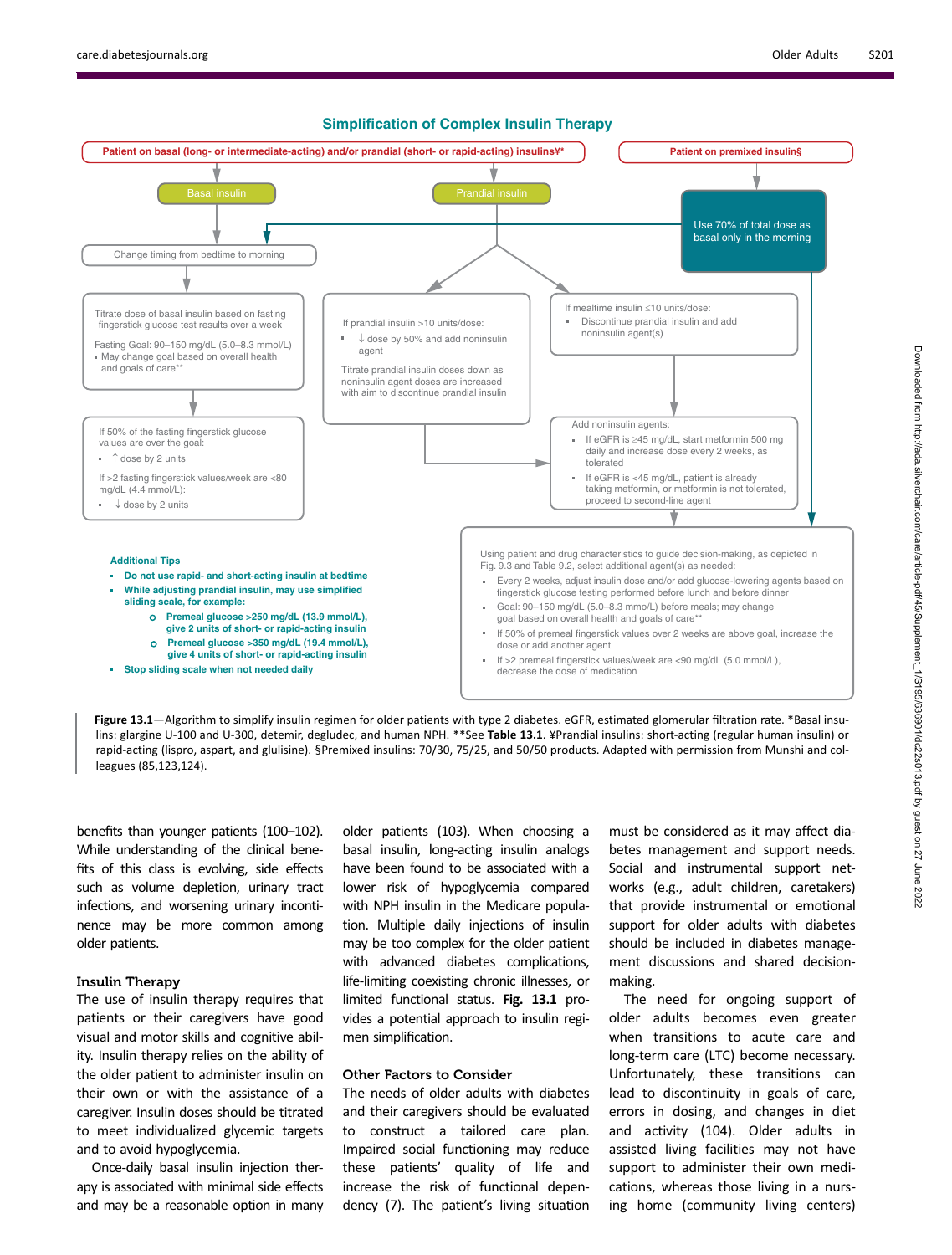## Simplification of Complex Insulin Therapy

**Patient on basal (long- or intermediate-acting) and/or prandial (short- or rapid-acting) insulins¥***

**Patient on premixed insulin§**

**Basal insulin**

- Change timing from bedtime to morning
- Titrate dose of basal insulin based on fasting fingerstick glucose test results over a week

  Fasting Goal: 90–150 mg/dL (5.0–8.3 mmol/L)
  - May change goal based on overall health and goals of care**
- If 50% of the fasting fingerstick glucose values are over the goal:
  - ↑ dose by 2 units

  If >2 fasting fingerstick values/week are <80 mg/dL (4.4 mmol/L):
  - ↓ dose by 2 units

**Prandial insulin**

- If prandial insulin >10 units/dose:
  - ↓ dose by 50% and add noninsulin agent

  Titrate prandial insulin doses down as noninsulin agent doses are increased with aim to discontinue prandial insulin
- If mealtime insulin ≤10 units/dose:
  - Discontinue prandial insulin and add noninsulin agent(s)
- Add noninsulin agents:
  - If eGFR is ≥45 mg/dL, start metformin 500 mg daily and increase dose every 2 weeks, as tolerated
  - If eGFR is <45 mg/dL, patient is already taking metformin, or metformin is not tolerated, proceed to second-line agent

**Premixed insulin**

- Use 70% of total dose as basal only in the morning

Using patient and drug characteristics to guide decision-making, as depicted in Fig. 9.3 and Table 9.2, select additional agent(s) as needed:
- Every 2 weeks, adjust insulin dose and/or add glucose-lowering agents based on fingerstick glucose testing performed before lunch and before dinner
- Goal: 90–150 mg/dL (5.0–8.3 mmo/L) before meals; may change goal based on overall health and goals of care**
- If 50% of premeal fingerstick values over 2 weeks are above goal, increase the dose or add another agent
- If >2 premeal fingerstick values/week are <90 mg/dL (5.0 mmol/L), decrease the dose of medication

**Additional Tips**
- **Do not use rapid- and short-acting insulin at bedtime**
- **While adjusting prandial insulin, may use simplified sliding scale, for example:**
  - **Premeal glucose >250 mg/dL (13.9 mmol/L), give 2 units of short- or rapid-acting insulin**
  - **Premeal glucose >350 mg/dL (19.4 mmol/L), give 4 units of short- or rapid-acting insulin**
- **Stop sliding scale when not needed daily**

**Figure 13.1**—Algorithm to simplify insulin regimen for older patients with type 2 diabetes. eGFR, estimated glomerular filtration rate. *Basal insulins: glargine U-100 and U-300, detemir, degludec, and human NPH. **See **Table 13.1**. ¥Prandial insulins: short-acting (regular human insulin) or rapid-acting (lispro, aspart, and glulisine). §Premixed insulins: 70/30, 75/25, and 50/50 products. Adapted with permission from Munshi and colleagues (85,123,124).

benefits than younger patients (100–102). While understanding of the clinical benefits of this class is evolving, side effects such as volume depletion, urinary tract infections, and worsening urinary incontinence may be more common among older patients.

### Insulin Therapy

The use of insulin therapy requires that patients or their caregivers have good visual and motor skills and cognitive ability. Insulin therapy relies on the ability of the older patient to administer insulin on their own or with the assistance of a caregiver. Insulin doses should be titrated to meet individualized glycemic targets and to avoid hypoglycemia.

Once-daily basal insulin injection therapy is associated with minimal side effects and may be a reasonable option in many older patients (103). When choosing a basal insulin, long-acting insulin analogs have been found to be associated with a lower risk of hypoglycemia compared with NPH insulin in the Medicare population. Multiple daily injections of insulin may be too complex for the older patient with advanced diabetes complications, life-limiting coexisting chronic illnesses, or limited functional status. **Fig. 13.1** provides a potential approach to insulin regimen simplification.

### Other Factors to Consider

The needs of older adults with diabetes and their caregivers should be evaluated to construct a tailored care plan. Impaired social functioning may reduce these patients' quality of life and increase the risk of functional dependency (7). The patient's living situation must be considered as it may affect diabetes management and support needs. Social and instrumental support networks (e.g., adult children, caretakers) that provide instrumental or emotional support for older adults with diabetes should be included in diabetes management discussions and shared decision-making.

The need for ongoing support of older adults becomes even greater when transitions to acute care and long-term care (LTC) become necessary. Unfortunately, these transitions can lead to discontinuity in goals of care, errors in dosing, and changes in diet and activity (104). Older adults in assisted living facilities may not have support to administer their own medications, whereas those living in a nursing home (community living centers)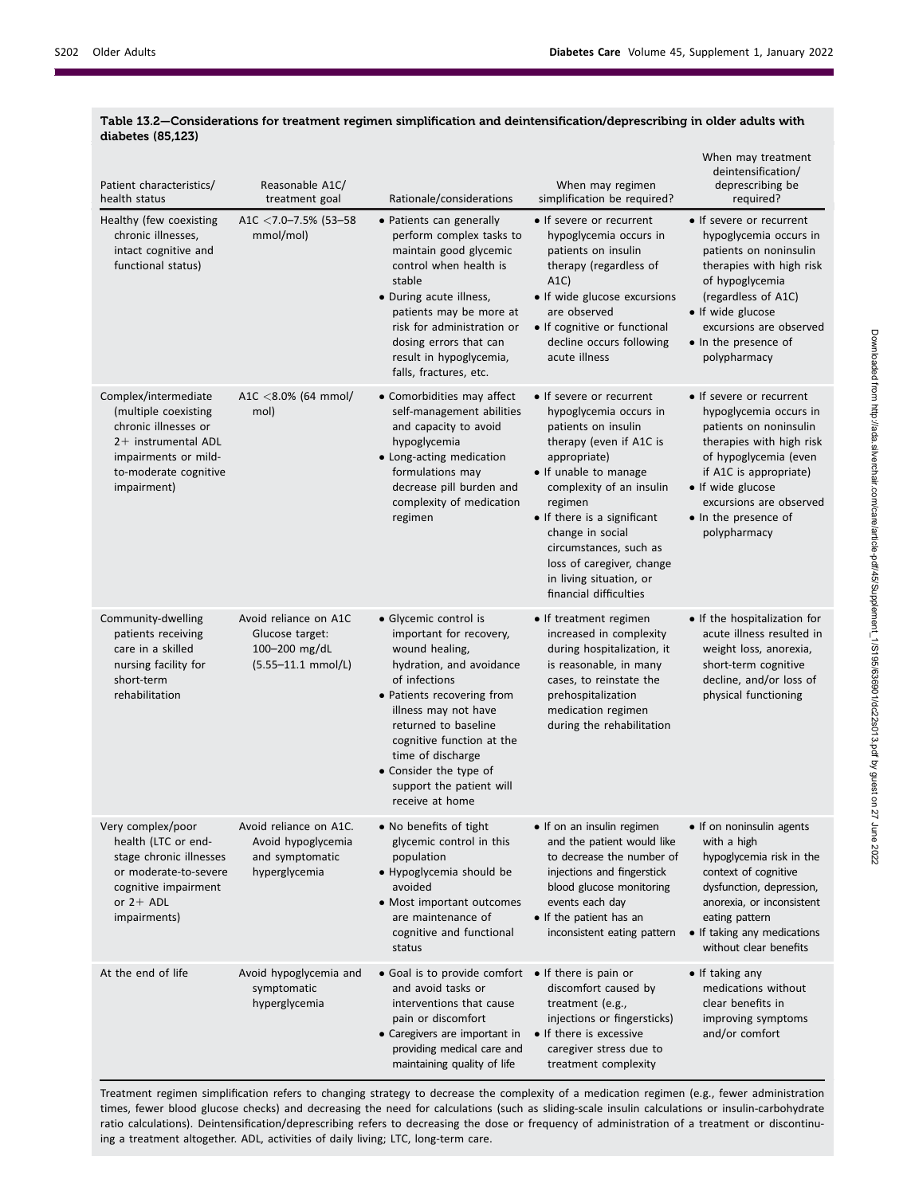**Table 13.2—Considerations for treatment regimen simplification and deintensification/deprescribing in older adults with diabetes (85,123)**

| Patient characteristics/ health status | Reasonable A1C/ treatment goal | Rationale/considerations | When may regimen simplification be required? | When may treatment deintensification/ deprescribing be required? |
|---|---|---|---|---|
| Healthy (few coexisting chronic illnesses, intact cognitive and functional status) | A1C <7.0–7.5% (53–58 mmol/mol) | • Patients can generally perform complex tasks to maintain good glycemic control when health is stable<br>• During acute illness, patients may be more at risk for administration or dosing errors that can result in hypoglycemia, falls, fractures, etc. | • If severe or recurrent hypoglycemia occurs in patients on insulin therapy (regardless of A1C)<br>• If wide glucose excursions are observed<br>• If cognitive or functional decline occurs following acute illness | • If severe or recurrent hypoglycemia occurs in patients on noninsulin therapies with high risk of hypoglycemia (regardless of A1C)<br>• If wide glucose excursions are observed<br>• In the presence of polypharmacy |
| Complex/intermediate (multiple coexisting chronic illnesses or 2+ instrumental ADL impairments or mild-to-moderate cognitive impairment) | A1C <8.0% (64 mmol/mol) | • Comorbidities may affect self-management abilities and capacity to avoid hypoglycemia<br>• Long-acting medication formulations may decrease pill burden and complexity of medication regimen | • If severe or recurrent hypoglycemia occurs in patients on insulin therapy (even if A1C is appropriate)<br>• If unable to manage complexity of an insulin regimen<br>• If there is a significant change in social circumstances, such as loss of caregiver, change in living situation, or financial difficulties | • If severe or recurrent hypoglycemia occurs in patients on noninsulin therapies with high risk of hypoglycemia (even if A1C is appropriate)<br>• If wide glucose excursions are observed<br>• In the presence of polypharmacy |
| Community-dwelling patients receiving care in a skilled nursing facility for short-term rehabilitation | Avoid reliance on A1C Glucose target: 100–200 mg/dL (5.55–11.1 mmol/L) | • Glycemic control is important for recovery, wound healing, hydration, and avoidance of infections<br>• Patients recovering from illness may not have returned to baseline cognitive function at the time of discharge<br>• Consider the type of support the patient will receive at home | • If treatment regimen increased in complexity during hospitalization, it is reasonable, in many cases, to reinstate the prehospitalization medication regimen during the rehabilitation | • If the hospitalization for acute illness resulted in weight loss, anorexia, short-term cognitive decline, and/or loss of physical functioning |
| Very complex/poor health (LTC or end-stage chronic illnesses or moderate-to-severe cognitive impairment or 2+ ADL impairments) | Avoid reliance on A1C. Avoid hypoglycemia and symptomatic hyperglycemia | • No benefits of tight glycemic control in this population<br>• Hypoglycemia should be avoided<br>• Most important outcomes are maintenance of cognitive and functional status | • If on an insulin regimen and the patient would like to decrease the number of injections and fingerstick blood glucose monitoring events each day<br>• If the patient has an inconsistent eating pattern | • If on noninsulin agents with a high hypoglycemia risk in the context of cognitive dysfunction, depression, anorexia, or inconsistent eating pattern<br>• If taking any medications without clear benefits |
| At the end of life | Avoid hypoglycemia and symptomatic hyperglycemia | • Goal is to provide comfort and avoid tasks or interventions that cause pain or discomfort<br>• Caregivers are important in providing medical care and maintaining quality of life | • If there is pain or discomfort caused by treatment (e.g., injections or fingersticks)<br>• If there is excessive caregiver stress due to treatment complexity | • If taking any medications without clear benefits in improving symptoms and/or comfort |

Treatment regimen simplification refers to changing strategy to decrease the complexity of a medication regimen (e.g., fewer administration times, fewer blood glucose checks) and decreasing the need for calculations (such as sliding-scale insulin calculations or insulin-carbohydrate ratio calculations). Deintensification/deprescribing refers to decreasing the dose or frequency of administration of a treatment or discontinuing a treatment altogether. ADL, activities of daily living; LTC, long-term care.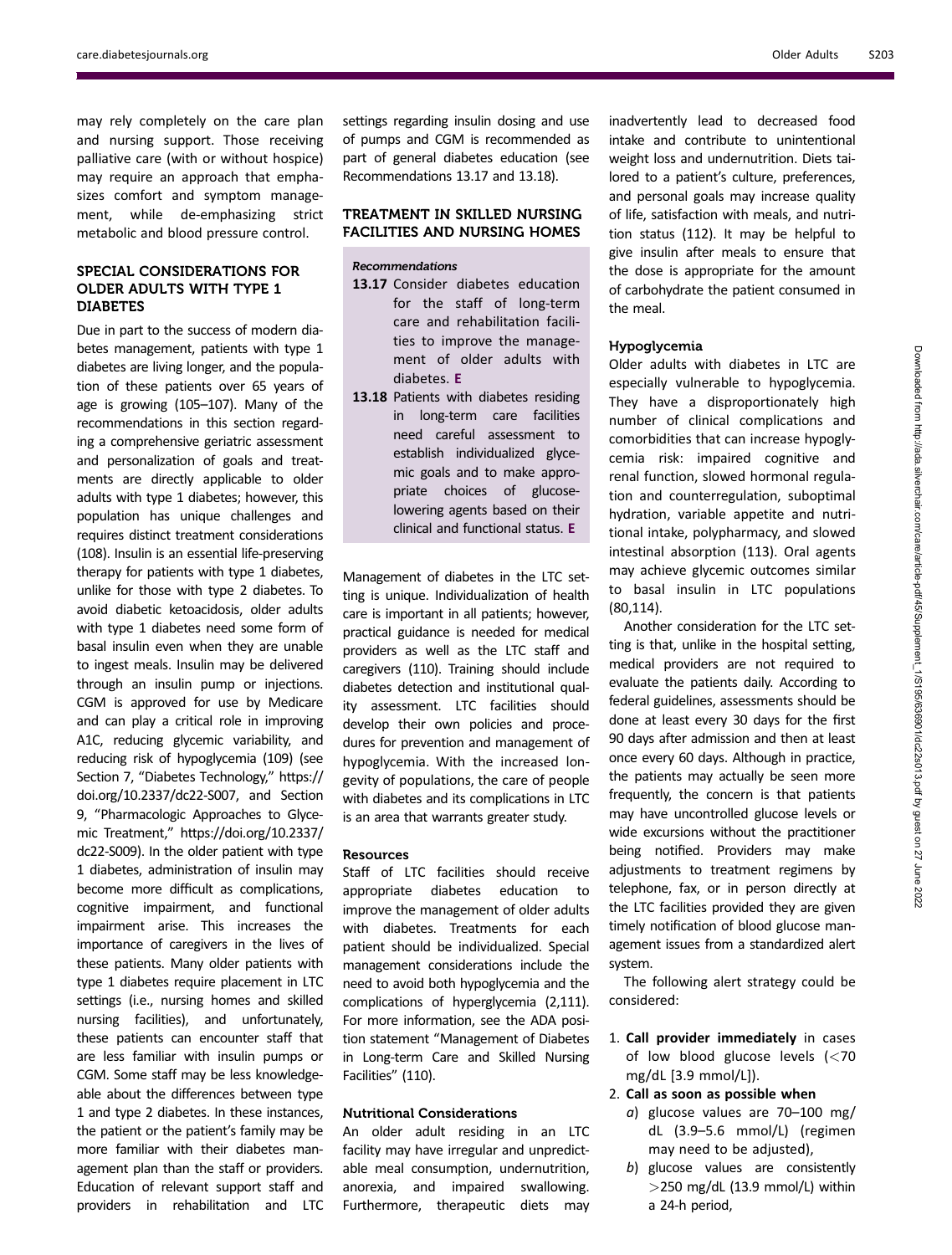may rely completely on the care plan and nursing support. Those receiving palliative care (with or without hospice) may require an approach that emphasizes comfort and symptom management, while de-emphasizing strict metabolic and blood pressure control.

## SPECIAL CONSIDERATIONS FOR OLDER ADULTS WITH TYPE 1 DIABETES

Due in part to the success of modern diabetes management, patients with type 1 diabetes are living longer, and the population of these patients over 65 years of age is growing (105–107). Many of the recommendations in this section regarding a comprehensive geriatric assessment and personalization of goals and treatments are directly applicable to older adults with type 1 diabetes; however, this population has unique challenges and requires distinct treatment considerations (108). Insulin is an essential life-preserving therapy for patients with type 1 diabetes, unlike for those with type 2 diabetes. To avoid diabetic ketoacidosis, older adults with type 1 diabetes need some form of basal insulin even when they are unable to ingest meals. Insulin may be delivered through an insulin pump or injections. CGM is approved for use by Medicare and can play a critical role in improving A1C, reducing glycemic variability, and reducing risk of hypoglycemia (109) (see Section 7, "Diabetes Technology," https://doi.org/10.2337/dc22-S007, and Section 9, "Pharmacologic Approaches to Glycemic Treatment," https://doi.org/10.2337/dc22-S009). In the older patient with type 1 diabetes, administration of insulin may become more difficult as complications, cognitive impairment, and functional impairment arise. This increases the importance of caregivers in the lives of these patients. Many older patients with type 1 diabetes require placement in LTC settings (i.e., nursing homes and skilled nursing facilities), and unfortunately, these patients can encounter staff that are less familiar with insulin pumps or CGM. Some staff may be less knowledgeable about the differences between type 1 and type 2 diabetes. In these instances, the patient or the patient's family may be more familiar with their diabetes management plan than the staff or providers. Education of relevant support staff and providers in rehabilitation and LTC settings regarding insulin dosing and use of pumps and CGM is recommended as part of general diabetes education (see Recommendations 13.17 and 13.18).

## TREATMENT IN SKILLED NURSING FACILITIES AND NURSING HOMES

*Recommendations*

**13.17** Consider diabetes education for the staff of long-term care and rehabilitation facilities to improve the management of older adults with diabetes. **E**

**13.18** Patients with diabetes residing in long-term care facilities need careful assessment to establish individualized glycemic goals and to make appropriate choices of glucose-lowering agents based on their clinical and functional status. **E**

Management of diabetes in the LTC setting is unique. Individualization of health care is important in all patients; however, practical guidance is needed for medical providers as well as the LTC staff and caregivers (110). Training should include diabetes detection and institutional quality assessment. LTC facilities should develop their own policies and procedures for prevention and management of hypoglycemia. With the increased longevity of populations, the care of people with diabetes and its complications in LTC is an area that warrants greater study.

### Resources

Staff of LTC facilities should receive appropriate diabetes education to improve the management of older adults with diabetes. Treatments for each patient should be individualized. Special management considerations include the need to avoid both hypoglycemia and the complications of hyperglycemia (2,111). For more information, see the ADA position statement "Management of Diabetes in Long-term Care and Skilled Nursing Facilities" (110).

### Nutritional Considerations

An older adult residing in an LTC facility may have irregular and unpredictable meal consumption, undernutrition, anorexia, and impaired swallowing. Furthermore, therapeutic diets may inadvertently lead to decreased food intake and contribute to unintentional weight loss and undernutrition. Diets tailored to a patient's culture, preferences, and personal goals may increase quality of life, satisfaction with meals, and nutrition status (112). It may be helpful to give insulin after meals to ensure that the dose is appropriate for the amount of carbohydrate the patient consumed in the meal.

### Hypoglycemia

Older adults with diabetes in LTC are especially vulnerable to hypoglycemia. They have a disproportionately high number of clinical complications and comorbidities that can increase hypoglycemia risk: impaired cognitive and renal function, slowed hormonal regulation and counterregulation, suboptimal hydration, variable appetite and nutritional intake, polypharmacy, and slowed intestinal absorption (113). Oral agents may achieve glycemic outcomes similar to basal insulin in LTC populations (80,114).

Another consideration for the LTC setting is that, unlike in the hospital setting, medical providers are not required to evaluate the patients daily. According to federal guidelines, assessments should be done at least every 30 days for the first 90 days after admission and then at least once every 60 days. Although in practice, the patients may actually be seen more frequently, the concern is that patients may have uncontrolled glucose levels or wide excursions without the practitioner being notified. Providers may make adjustments to treatment regimens by telephone, fax, or in person directly at the LTC facilities provided they are given timely notification of blood glucose management issues from a standardized alert system.

The following alert strategy could be considered:

1. **Call provider immediately** in cases of low blood glucose levels (<70 mg/dL [3.9 mmol/L]).
2. **Call as soon as possible when**
   a) glucose values are 70–100 mg/dL (3.9–5.6 mmol/L) (regimen may need to be adjusted),
   b) glucose values are consistently >250 mg/dL (13.9 mmol/L) within a 24-h period,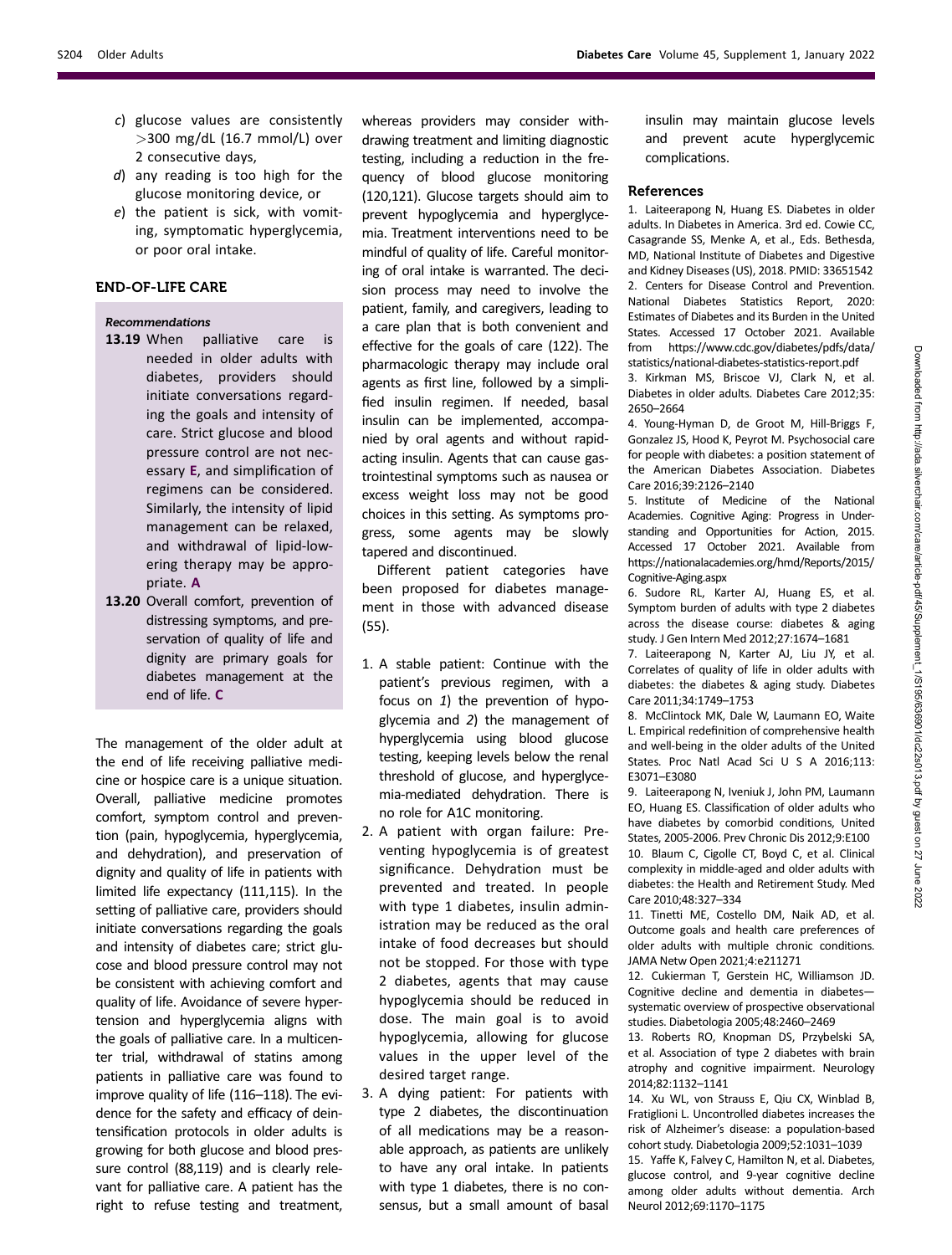c) glucose values are consistently >300 mg/dL (16.7 mmol/L) over 2 consecutive days,

d) any reading is too high for the glucose monitoring device, or

e) the patient is sick, with vomiting, symptomatic hyperglycemia, or poor oral intake.

## END-OF-LIFE CARE

*Recommendations*

**13.19** When palliative care is needed in older adults with diabetes, providers should initiate conversations regarding the goals and intensity of care. Strict glucose and blood pressure control are not necessary **E**, and simplification of regimens can be considered. Similarly, the intensity of lipid management can be relaxed, and withdrawal of lipid-lowering therapy may be appropriate. **A**

**13.20** Overall comfort, prevention of distressing symptoms, and preservation of quality of life and dignity are primary goals for diabetes management at the end of life. **C**

The management of the older adult at the end of life receiving palliative medicine or hospice care is a unique situation. Overall, palliative medicine promotes comfort, symptom control and prevention (pain, hypoglycemia, hyperglycemia, and dehydration), and preservation of dignity and quality of life in patients with limited life expectancy (111,115). In the setting of palliative care, providers should initiate conversations regarding the goals and intensity of diabetes care; strict glucose and blood pressure control may not be consistent with achieving comfort and quality of life. Avoidance of severe hypertension and hyperglycemia aligns with the goals of palliative care. In a multicenter trial, withdrawal of statins among patients in palliative care was found to improve quality of life (116–118). The evidence for the safety and efficacy of deintensification protocols in older adults is growing for both glucose and blood pressure control (88,119) and is clearly relevant for palliative care. A patient has the right to refuse testing and treatment, whereas providers may consider withdrawing treatment and limiting diagnostic testing, including a reduction in the frequency of blood glucose monitoring (120,121). Glucose targets should aim to prevent hypoglycemia and hyperglycemia. Treatment interventions need to be mindful of quality of life. Careful monitoring of oral intake is warranted. The decision process may need to involve the patient, family, and caregivers, leading to a care plan that is both convenient and effective for the goals of care (122). The pharmacologic therapy may include oral agents as first line, followed by a simplified insulin regimen. If needed, basal insulin can be implemented, accompanied by oral agents and without rapid-acting insulin. Agents that can cause gastrointestinal symptoms such as nausea or excess weight loss may not be good choices in this setting. As symptoms progress, some agents may be slowly tapered and discontinued.

Different patient categories have been proposed for diabetes management in those with advanced disease (55).

1. A stable patient: Continue with the patient's previous regimen, with a focus on *1*) the prevention of hypoglycemia and *2*) the management of hyperglycemia using blood glucose testing, keeping levels below the renal threshold of glucose, and hyperglycemia-mediated dehydration. There is no role for A1C monitoring.
2. A patient with organ failure: Preventing hypoglycemia is of greatest significance. Dehydration must be prevented and treated. In people with type 1 diabetes, insulin administration may be reduced as the oral intake of food decreases but should not be stopped. For those with type 2 diabetes, agents that may cause hypoglycemia should be reduced in dose. The main goal is to avoid hypoglycemia, allowing for glucose values in the upper level of the desired target range.
3. A dying patient: For patients with type 2 diabetes, the discontinuation of all medications may be a reasonable approach, as patients are unlikely to have any oral intake. In patients with type 1 diabetes, there is no consensus, but a small amount of basal insulin may maintain glucose levels and prevent acute hyperglycemic complications.

## References

1. Laiteerapong N, Huang ES. Diabetes in older adults. In Diabetes in America. 3rd ed. Cowie CC, Casagrande SS, Menke A, et al., Eds. Bethesda, MD, National Institute of Diabetes and Digestive and Kidney Diseases (US), 2018. PMID: 33651542
2. Centers for Disease Control and Prevention. National Diabetes Statistics Report, 2020: Estimates of Diabetes and its Burden in the United States. Accessed 17 October 2021. Available from https://www.cdc.gov/diabetes/pdfs/data/statistics/national-diabetes-statistics-report.pdf
3. Kirkman MS, Briscoe VJ, Clark N, et al. Diabetes in older adults. Diabetes Care 2012;35: 2650–2664
4. Young-Hyman D, de Groot M, Hill-Briggs F, Gonzalez JS, Hood K, Peyrot M. Psychosocial care for people with diabetes: a position statement of the American Diabetes Association. Diabetes Care 2016;39:2126–2140
5. Institute of Medicine of the National Academies. Cognitive Aging: Progress in Understanding and Opportunities for Action, 2015. Accessed 17 October 2021. Available from https://nationalacademies.org/hmd/Reports/2015/Cognitive-Aging.aspx
6. Sudore RL, Karter AJ, Huang ES, et al. Symptom burden of adults with type 2 diabetes across the disease course: diabetes & aging study. J Gen Intern Med 2012;27:1674–1681
7. Laiteerapong N, Karter AJ, Liu JY, et al. Correlates of quality of life in older adults with diabetes: the diabetes & aging study. Diabetes Care 2011;34:1749–1753
8. McClintock MK, Dale W, Laumann EO, Waite L. Empirical redefinition of comprehensive health and well-being in the older adults of the United States. Proc Natl Acad Sci U S A 2016;113: E3071–E3080
9. Laiteerapong N, Iveniuk J, John PM, Laumann EO, Huang ES. Classification of older adults who have diabetes by comorbid conditions, United States, 2005-2006. Prev Chronic Dis 2012;9:E100
10. Blaum C, Cigolle CT, Boyd C, et al. Clinical complexity in middle-aged and older adults with diabetes: the Health and Retirement Study. Med Care 2010;48:327–334
11. Tinetti ME, Costello DM, Naik AD, et al. Outcome goals and health care preferences of older adults with multiple chronic conditions. JAMA Netw Open 2021;4:e211271
12. Cukierman T, Gerstein HC, Williamson JD. Cognitive decline and dementia in diabetes—systematic overview of prospective observational studies. Diabetologia 2005;48:2460–2469
13. Roberts RO, Knopman DS, Przybelski SA, et al. Association of type 2 diabetes with brain atrophy and cognitive impairment. Neurology 2014;82:1132–1141
14. Xu WL, von Strauss E, Qiu CX, Winblad B, Fratiglioni L. Uncontrolled diabetes increases the risk of Alzheimer's disease: a population-based cohort study. Diabetologia 2009;52:1031–1039
15. Yaffe K, Falvey C, Hamilton N, et al. Diabetes, glucose control, and 9-year cognitive decline among older adults without dementia. Arch Neurol 2012;69:1170–1175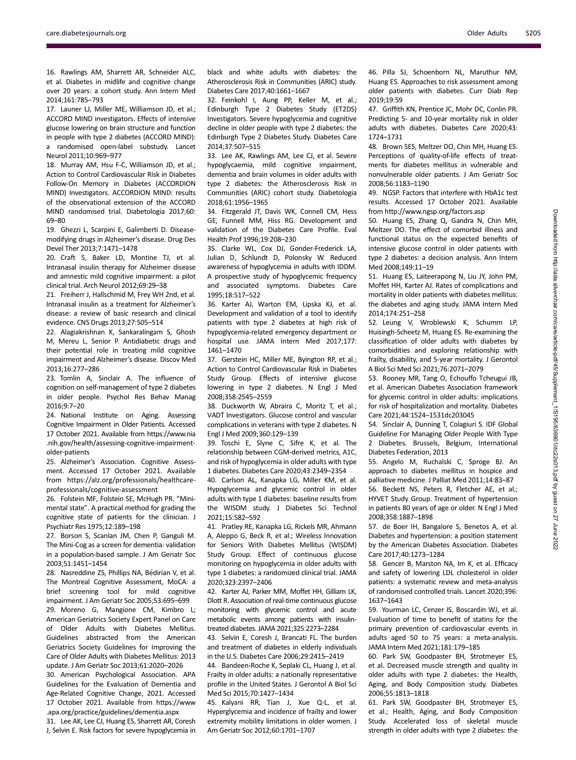16. Rawlings AM, Sharrett AR, Schneider ALC, et al. Diabetes in midlife and cognitive change over 20 years: a cohort study. Ann Intern Med 2014;161:785–793

17. Launer LJ, Miller ME, Williamson JD, et al.; ACCORD MIND investigators. Effects of intensive glucose lowering on brain structure and function in people with type 2 diabetes (ACCORD MIND): a randomised open-label substudy. Lancet Neurol 2011;10:969–977

18. Murray AM, Hsu F-C, Williamson JD, et al.; Action to Control Cardiovascular Risk in Diabetes Follow-On Memory in Diabetes (ACCORDION MIND) Investigators. ACCORDION MIND: results of the observational extension of the ACCORD MIND randomised trial. Diabetologia 2017;60: 69–80

19. Ghezzi L, Scarpini E, Galimberti D. Disease-modifying drugs in Alzheimer's disease. Drug Des Devel Ther 2013;7:1471–1478

20. Craft S, Baker LD, Montine TJ, et al. Intranasal insulin therapy for Alzheimer disease and amnestic mild cognitive impairment: a pilot clinical trial. Arch Neurol 2012;69:29–38

21. Freiherr J, Hallschmid M, Frey WH 2nd, et al. Intranasal insulin as a treatment for Alzheimer's disease: a review of basic research and clinical evidence. CNS Drugs 2013;27:505–514

22. Alagiakrishnan K, Sankaralingam S, Ghosh M, Mereu L, Senior P. Antidiabetic drugs and their potential role in treating mild cognitive impairment and Alzheimer's disease. Discov Med 2013;16:277–286

23. Tomlin A, Sinclair A. The influence of cognition on self-management of type 2 diabetes in older people. Psychol Res Behav Manag 2016;9:7–20

24. National Institute on Aging. Assessing Cognitive Impairment in Older Patients. Accessed 17 October 2021. Available from https://www.nia.nih.gov/health/assessing-cognitive-impairment-older-patients

25. Alzheimer's Association. Cognitive Assessment. Accessed 17 October 2021. Available from https://alz.org/professionals/healthcare-professionals/cognitive-assessment

26. Folstein MF, Folstein SE, McHugh PR. "Mini-mental state". A practical method for grading the cognitive state of patients for the clinician. J Psychiatr Res 1975;12:189–198

27. Borson S, Scanlan JM, Chen P, Ganguli M. The Mini-Cog as a screen for dementia: validation in a population-based sample. J Am Geriatr Soc 2003;51:1451–1454

28. Nasreddine ZS, Phillips NA, Bédirian V, et al. The Montreal Cognitive Assessment, MoCA: a brief screening tool for mild cognitive impairment. J Am Geriatr Soc 2005;53:695–699

29. Moreno G, Mangione CM, Kimbro L; American Geriatrics Society Expert Panel on Care of Older Adults with Diabetes Mellitus. Guidelines abstracted from the American Geriatrics Society Guidelines for Improving the Care of Older Adults with Diabetes Mellitus: 2013 update. J Am Geriatr Soc 2013;61:2020–2026

30. American Psychological Association. APA Guidelines for the Evaluation of Dementia and Age-Related Cognitive Change, 2021. Accessed 17 October 2021. Available from https://www.apa.org/practice/guidelines/dementia.aspx

31. Lee AK, Lee CJ, Huang ES, Sharrett AR, Coresh J, Selvin E. Risk factors for severe hypoglycemia in black and white adults with diabetes: the Atherosclerosis Risk in Communities (ARIC) study. Diabetes Care 2017;40:1661–1667

32. Feinkohl I, Aung PP, Keller M, et al.; Edinburgh Type 2 Diabetes Study (ET2DS) Investigators. Severe hypoglycemia and cognitive decline in older people with type 2 diabetes: the Edinburgh Type 2 Diabetes Study. Diabetes Care 2014;37:507–515

33. Lee AK, Rawlings AM, Lee CJ, et al. Severe hypoglycaemia, mild cognitive impairment, dementia and brain volumes in older adults with type 2 diabetes: the Atherosclerosis Risk in Communities (ARIC) cohort study. Diabetologia 2018;61:1956–1965

34. Fitzgerald JT, Davis WK, Connell CM, Hess GE, Funnell MM, Hiss RG. Development and validation of the Diabetes Care Profile. Eval Health Prof 1996;19:208–230

35. Clarke WL, Cox DJ, Gonder-Frederick LA, Julian D, Schlundt D, Polonsky W. Reduced awareness of hypoglycemia in adults with IDDM. A prospective study of hypoglycemic frequency and associated symptoms. Diabetes Care 1995;18:517–522

36. Karter AJ, Warton EM, Lipska KJ, et al. Development and validation of a tool to identify patients with type 2 diabetes at high risk of hypoglycemia-related emergency department or hospital use. JAMA Intern Med 2017;177: 1461–1470

37. Gerstein HC, Miller ME, Byington RP, et al.; Action to Control Cardiovascular Risk in Diabetes Study Group. Effects of intensive glucose lowering in type 2 diabetes. N Engl J Med 2008;358:2545–2559

38. Duckworth W, Abraira C, Moritz T, et al.; VADT Investigators. Glucose control and vascular complications in veterans with type 2 diabetes. N Engl J Med 2009;360:129–139

39. Toschi E, Slyne C, Sifre K, et al. The relationship between CGM-derived metrics, A1C, and risk of hypoglycemia in older adults with type 1 diabetes. Diabetes Care 2020;43:2349–2354

40. Carlson AL, Kanapka LG, Miller KM, et al. Hypoglycemia and glycemic control in older adults with type 1 diabetes: baseline results from the WISDM study. J Diabetes Sci Technol 2021;15:582–592

41. Pratley RE, Kanapka LG, Rickels MR, Ahmann A, Aleppo G, Beck R, et al.; Wireless Innovation for Seniors With Diabetes Mellitus (WISDM) Study Group. Effect of continuous glucose monitoring on hypoglycemia in older adults with type 1 diabetes: a randomized clinical trial. JAMA 2020;323:2397–2406

42. Karter AJ, Parker MM, Moffet HH, Gilliam LK, Dlott R. Association of real-time continuous glucose monitoring with glycemic control and acute metabolic events among patients with insulin-treated diabetes. JAMA 2021;325:2273–2284

43. Selvin E, Coresh J, Brancati FL. The burden and treatment of diabetes in elderly individuals in the U.S. Diabetes Care 2006;29:2415–2419

44. Bandeen-Roche K, Seplaki CL, Huang J, et al. Frailty in older adults: a nationally representative profile in the United States. J Gerontol A Biol Sci Med Sci 2015;70:1427–1434

45. Kalyani RR, Tian J, Xue Q-L, et al. Hyperglycemia and incidence of frailty and lower extremity mobility limitations in older women. J Am Geriatr Soc 2012;60:1701–1707

46. Pilla SJ, Schoenborn NL, Maruthur NM, Huang ES. Approaches to risk assessment among older patients with diabetes. Curr Diab Rep 2019;19:59

47. Griffith KN, Prentice JC, Mohr DC, Conlin PR. Predicting 5- and 10-year mortality risk in older adults with diabetes. Diabetes Care 2020;43: 1724–1731

48. Brown SES, Meltzer DO, Chin MH, Huang ES. Perceptions of quality-of-life effects of treatments for diabetes mellitus in vulnerable and nonvulnerable older patients. J Am Geriatr Soc 2008;56:1183–1190

49. NGSP. Factors that interfere with HbA1c test results. Accessed 17 October 2021. Available from http://www.ngsp.org/factors.asp

50. Huang ES, Zhang Q, Gandra N, Chin MH, Meltzer DO. The effect of comorbid illness and functional status on the expected benefits of intensive glucose control in older patients with type 2 diabetes: a decision analysis. Ann Intern Med 2008;149:11–19

51. Huang ES, Laiteerapong N, Liu JY, John PM, Moffet HH, Karter AJ. Rates of complications and mortality in older patients with diabetes mellitus: the diabetes and aging study. JAMA Intern Med 2014;174:251–258

52. Leung V, Wroblewski K, Schumm LP, Huisingh-Scheetz M, Huang ES. Re-examining the classification of older adults with diabetes by comorbidities and exploring relationship with frailty, disability, and 5-year mortality. J Gerontol A Biol Sci Med Sci 2021;76:2071–2079

53. Rooney MR, Tang O, Echouffo Tcheugui JB, et al. American Diabetes Association framework for glycemic control in older adults: implications for risk of hospitalization and mortality. Diabetes Care 2021;44:1524–1531dc203045

54. Sinclair A, Dunning T, Colagiuri S. IDF Global Guideline For Managing Older People With Type 2 Diabetes. Brussels, Belgium, International Diabetes Federation, 2013

55. Angelo M, Ruchalski C, Sproge BJ. An approach to diabetes mellitus in hospice and palliative medicine. J Palliat Med 2011;14:83–87

56. Beckett NS, Peters R, Fletcher AE, et al.; HYVET Study Group. Treatment of hypertension in patients 80 years of age or older. N Engl J Med 2008;358:1887–1898

57. de Boer IH, Bangalore S, Benetos A, et al. Diabetes and hypertension: a position statement by the American Diabetes Association. Diabetes Care 2017;40:1273–1284

58. Gencer B, Marston NA, Im K, et al. Efficacy and safety of lowering LDL cholesterol in older patients: a systematic review and meta-analysis of randomised controlled trials. Lancet 2020;396: 1637–1643

59. Yourman LC, Cenzer IS, Boscardin WJ, et al. Evaluation of time to benefit of statins for the primary prevention of cardiovascular events in adults aged 50 to 75 years: a meta-analysis. JAMA Intern Med 2021;181:179–185

60. Park SW, Goodpaster BH, Strotmeyer ES, et al. Decreased muscle strength and quality in older adults with type 2 diabetes: the Health, Aging, and Body Composition study. Diabetes 2006;55:1813–1818

61. Park SW, Goodpaster BH, Strotmeyer ES, et al.; Health, Aging, and Body Composition Study. Accelerated loss of skeletal muscle strength in older adults with type 2 diabetes: the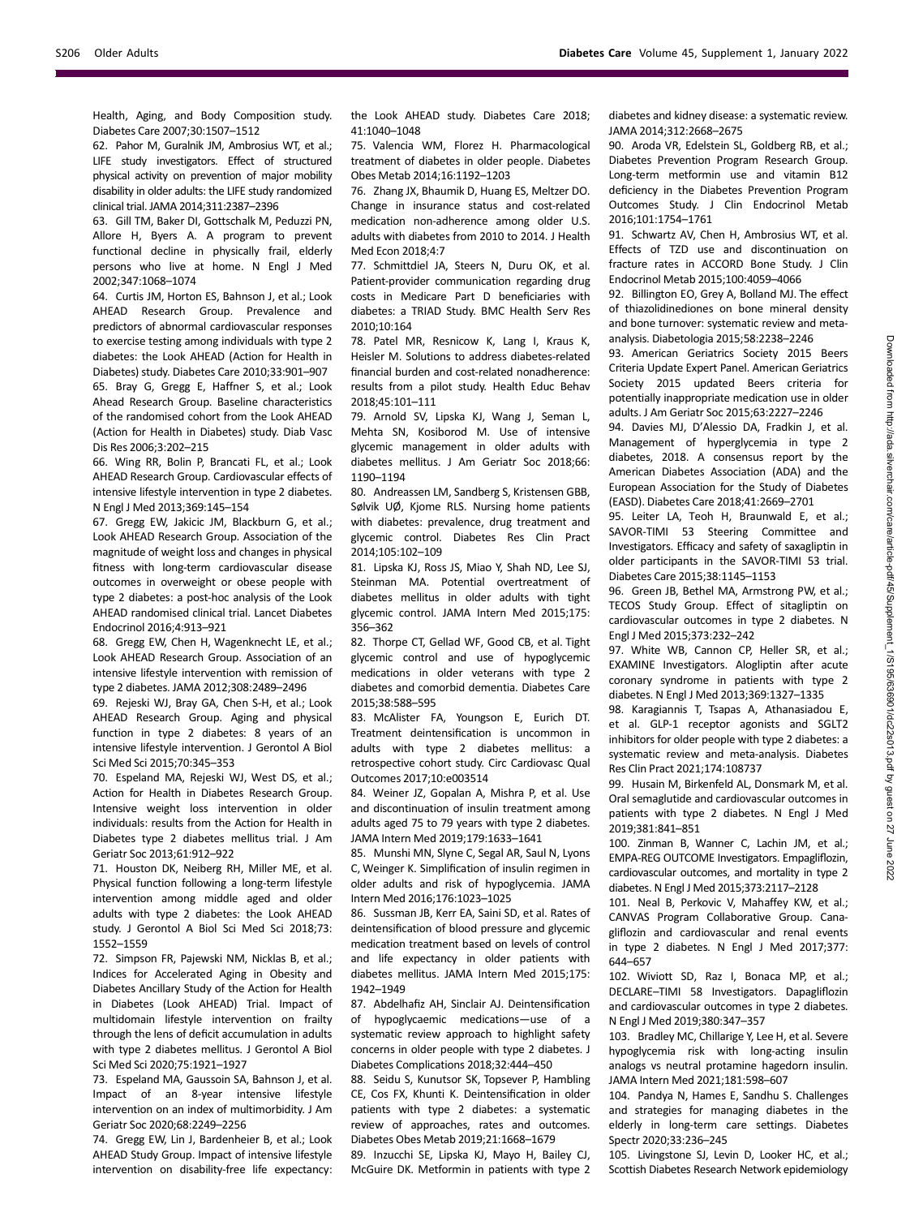Health, Aging, and Body Composition study. Diabetes Care 2007;30:1507–1512

62. Pahor M, Guralnik JM, Ambrosius WT, et al.; LIFE study investigators. Effect of structured physical activity on prevention of major mobility disability in older adults: the LIFE study randomized clinical trial. JAMA 2014;311:2387–2396

63. Gill TM, Baker DI, Gottschalk M, Peduzzi PN, Allore H, Byers A. A program to prevent functional decline in physically frail, elderly persons who live at home. N Engl J Med 2002;347:1068–1074

64. Curtis JM, Horton ES, Bahnson J, et al.; Look AHEAD Research Group. Prevalence and predictors of abnormal cardiovascular responses to exercise testing among individuals with type 2 diabetes: the Look AHEAD (Action for Health in Diabetes) study. Diabetes Care 2010;33:901–907

65. Bray G, Gregg E, Haffner S, et al.; Look Ahead Research Group. Baseline characteristics of the randomised cohort from the Look AHEAD (Action for Health in Diabetes) study. Diab Vasc Dis Res 2006;3:202–215

66. Wing RR, Bolin P, Brancati FL, et al.; Look AHEAD Research Group. Cardiovascular effects of intensive lifestyle intervention in type 2 diabetes. N Engl J Med 2013;369:145–154

67. Gregg EW, Jakicic JM, Blackburn G, et al.; Look AHEAD Research Group. Association of the magnitude of weight loss and changes in physical fitness with long-term cardiovascular disease outcomes in overweight or obese people with type 2 diabetes: a post-hoc analysis of the Look AHEAD randomised clinical trial. Lancet Diabetes Endocrinol 2016;4:913–921

68. Gregg EW, Chen H, Wagenknecht LE, et al.; Look AHEAD Research Group. Association of an intensive lifestyle intervention with remission of type 2 diabetes. JAMA 2012;308:2489–2496

69. Rejeski WJ, Bray GA, Chen S-H, et al.; Look AHEAD Research Group. Aging and physical function in type 2 diabetes: 8 years of an intensive lifestyle intervention. J Gerontol A Biol Sci Med Sci 2015;70:345–353

70. Espeland MA, Rejeski WJ, West DS, et al.; Action for Health in Diabetes Research Group. Intensive weight loss intervention in older individuals: results from the Action for Health in Diabetes type 2 diabetes mellitus trial. J Am Geriatr Soc 2013;61:912–922

71. Houston DK, Neiberg RH, Miller ME, et al. Physical function following a long-term lifestyle intervention among middle aged and older adults with type 2 diabetes: the Look AHEAD study. J Gerontol A Biol Sci Med Sci 2018;73: 1552–1559

72. Simpson FR, Pajewski NM, Nicklas B, et al.; Indices for Accelerated Aging in Obesity and Diabetes Ancillary Study of the Action for Health in Diabetes (Look AHEAD) Trial. Impact of multidomain lifestyle intervention on frailty through the lens of deficit accumulation in adults with type 2 diabetes mellitus. J Gerontol A Biol Sci Med Sci 2020;75:1921–1927

73. Espeland MA, Gaussoin SA, Bahnson J, et al. Impact of an 8-year intensive lifestyle intervention on an index of multimorbidity. J Am Geriatr Soc 2020;68:2249–2256

74. Gregg EW, Lin J, Bardenheier B, et al.; Look AHEAD Study Group. Impact of intensive lifestyle intervention on disability-free life expectancy: the Look AHEAD study. Diabetes Care 2018; 41:1040–1048

75. Valencia WM, Florez H. Pharmacological treatment of diabetes in older people. Diabetes Obes Metab 2014;16:1192–1203

76. Zhang JX, Bhaumik D, Huang ES, Meltzer DO. Change in insurance status and cost-related medication non-adherence among older U.S. adults with diabetes from 2010 to 2014. J Health Med Econ 2018;4:7

77. Schmittdiel JA, Steers N, Duru OK, et al. Patient-provider communication regarding drug costs in Medicare Part D beneficiaries with diabetes: a TRIAD Study. BMC Health Serv Res 2010;10:164

78. Patel MR, Resnicow K, Lang I, Kraus K, Heisler M. Solutions to address diabetes-related financial burden and cost-related nonadherence: results from a pilot study. Health Educ Behav 2018;45:101–111

79. Arnold SV, Lipska KJ, Wang J, Seman L, Mehta SN, Kosiborod M. Use of intensive glycemic management in older adults with diabetes mellitus. J Am Geriatr Soc 2018;66: 1190–1194

80. Andreassen LM, Sandberg S, Kristensen GBB, Sølvik UØ, Kjome RLS. Nursing home patients with diabetes: prevalence, drug treatment and glycemic control. Diabetes Res Clin Pract 2014;105:102–109

81. Lipska KJ, Ross JS, Miao Y, Shah ND, Lee SJ, Steinman MA. Potential overtreatment of diabetes mellitus in older adults with tight glycemic control. JAMA Intern Med 2015;175: 356–362

82. Thorpe CT, Gellad WF, Good CB, et al. Tight glycemic control and use of hypoglycemic medications in older veterans with type 2 diabetes and comorbid dementia. Diabetes Care 2015;38:588–595

83. McAlister FA, Youngson E, Eurich DT. Treatment deintensification is uncommon in adults with type 2 diabetes mellitus: a retrospective cohort study. Circ Cardiovasc Qual Outcomes 2017;10:e003514

84. Weiner JZ, Gopalan A, Mishra P, et al. Use and discontinuation of insulin treatment among adults aged 75 to 79 years with type 2 diabetes. JAMA Intern Med 2019;179:1633–1641

85. Munshi MN, Slyne C, Segal AR, Saul N, Lyons C, Weinger K. Simplification of insulin regimen in older adults and risk of hypoglycemia. JAMA Intern Med 2016;176:1023–1025

86. Sussman JB, Kerr EA, Saini SD, et al. Rates of deintensification of blood pressure and glycemic medication treatment based on levels of control and life expectancy in older patients with diabetes mellitus. JAMA Intern Med 2015;175: 1942–1949

87. Abdelhafiz AH, Sinclair AJ. Deintensification of hypoglycaemic medications—use of a systematic review approach to highlight safety concerns in older people with type 2 diabetes. J Diabetes Complications 2018;32:444–450

88. Seidu S, Kunutsor SK, Topsever P, Hambling CE, Cos FX, Khunti K. Deintensification in older patients with type 2 diabetes: a systematic review of approaches, rates and outcomes. Diabetes Obes Metab 2019;21:1668–1679

89. Inzucchi SE, Lipska KJ, Mayo H, Bailey CJ, McGuire DK. Metformin in patients with type 2 diabetes and kidney disease: a systematic review. JAMA 2014;312:2668–2675

90. Aroda VR, Edelstein SL, Goldberg RB, et al.; Diabetes Prevention Program Research Group. Long-term metformin use and vitamin B12 deficiency in the Diabetes Prevention Program Outcomes Study. J Clin Endocrinol Metab 2016;101:1754–1761

91. Schwartz AV, Chen H, Ambrosius WT, et al. Effects of TZD use and discontinuation on fracture rates in ACCORD Bone Study. J Clin Endocrinol Metab 2015;100:4059–4066

92. Billington EO, Grey A, Bolland MJ. The effect of thiazolidinediones on bone mineral density and bone turnover: systematic review and meta-analysis. Diabetologia 2015;58:2238–2246

93. American Geriatrics Society 2015 Beers Criteria Update Expert Panel. American Geriatrics Society 2015 updated Beers criteria for potentially inappropriate medication use in older adults. J Am Geriatr Soc 2015;63:2227–2246

94. Davies MJ, D'Alessio DA, Fradkin J, et al. Management of hyperglycemia in type 2 diabetes, 2018. A consensus report by the American Diabetes Association (ADA) and the European Association for the Study of Diabetes (EASD). Diabetes Care 2018;41:2669–2701

95. Leiter LA, Teoh H, Braunwald E, et al.; SAVOR-TIMI 53 Steering Committee and Investigators. Efficacy and safety of saxagliptin in older participants in the SAVOR-TIMI 53 trial. Diabetes Care 2015;38:1145–1153

96. Green JB, Bethel MA, Armstrong PW, et al.; TECOS Study Group. Effect of sitagliptin on cardiovascular outcomes in type 2 diabetes. N Engl J Med 2015;373:232–242

97. White WB, Cannon CP, Heller SR, et al.; EXAMINE Investigators. Alogliptin after acute coronary syndrome in patients with type 2 diabetes. N Engl J Med 2013;369:1327–1335

98. Karagiannis T, Tsapas A, Athanasiadou E, et al. GLP-1 receptor agonists and SGLT2 inhibitors for older people with type 2 diabetes: a systematic review and meta-analysis. Diabetes Res Clin Pract 2021;174:108737

99. Husain M, Birkenfeld AL, Donsmark M, et al. Oral semaglutide and cardiovascular outcomes in patients with type 2 diabetes. N Engl J Med 2019;381:841–851

100. Zinman B, Wanner C, Lachin JM, et al.; EMPA-REG OUTCOME Investigators. Empagliflozin, cardiovascular outcomes, and mortality in type 2 diabetes. N Engl J Med 2015;373:2117–2128

101. Neal B, Perkovic V, Mahaffey KW, et al.; CANVAS Program Collaborative Group. Canagliflozin and cardiovascular and renal events in type 2 diabetes. N Engl J Med 2017;377: 644–657

102. Wiviott SD, Raz I, Bonaca MP, et al.; DECLARE–TIMI 58 Investigators. Dapagliflozin and cardiovascular outcomes in type 2 diabetes. N Engl J Med 2019;380:347–357

103. Bradley MC, Chillarige Y, Lee H, et al. Severe hypoglycemia risk with long-acting insulin analogs vs neutral protamine hagedorn insulin. JAMA Intern Med 2021;181:598–607

104. Pandya N, Hames E, Sandhu S. Challenges and strategies for managing diabetes in the elderly in long-term care settings. Diabetes Spectr 2020;33:236–245

105. Livingstone SJ, Levin D, Looker HC, et al.; Scottish Diabetes Research Network epidemiology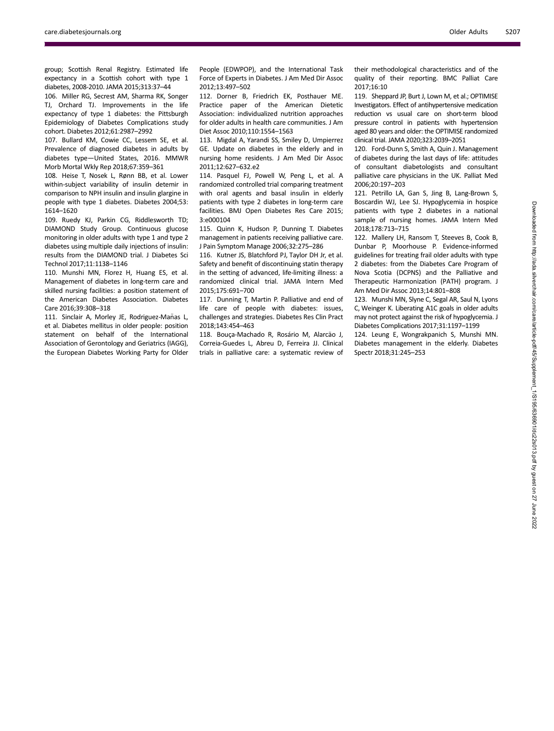group; Scottish Renal Registry. Estimated life expectancy in a Scottish cohort with type 1 diabetes, 2008-2010. JAMA 2015;313:37–44

106. Miller RG, Secrest AM, Sharma RK, Songer TJ, Orchard TJ. Improvements in the life expectancy of type 1 diabetes: the Pittsburgh Epidemiology of Diabetes Complications study cohort. Diabetes 2012;61:2987–2992

107. Bullard KM, Cowie CC, Lessem SE, et al. Prevalence of diagnosed diabetes in adults by diabetes type—United States, 2016. MMWR Morb Mortal Wkly Rep 2018;67:359–361

108. Heise T, Nosek L, Rønn BB, et al. Lower within-subject variability of insulin detemir in comparison to NPH insulin and insulin glargine in people with type 1 diabetes. Diabetes 2004;53:1614–1620

109. Ruedy KJ, Parkin CG, Riddlesworth TD; DIAMOND Study Group. Continuous glucose monitoring in older adults with type 1 and type 2 diabetes using multiple daily injections of insulin: results from the DIAMOND trial. J Diabetes Sci Technol 2017;11:1138–1146

110. Munshi MN, Florez H, Huang ES, et al. Management of diabetes in long-term care and skilled nursing facilities: a position statement of the American Diabetes Association. Diabetes Care 2016;39:308–318

111. Sinclair A, Morley JE, Rodriguez-Mañas L, et al. Diabetes mellitus in older people: position statement on behalf of the International Association of Gerontology and Geriatrics (IAGG), the European Diabetes Working Party for Older People (EDWPOP), and the International Task Force of Experts in Diabetes. J Am Med Dir Assoc 2012;13:497–502

112. Dorner B, Friedrich EK, Posthauer ME. Practice paper of the American Dietetic Association: individualized nutrition approaches for older adults in health care communities. J Am Diet Assoc 2010;110:1554–1563

113. Migdal A, Yarandi SS, Smiley D, Umpierrez GE. Update on diabetes in the elderly and in nursing home residents. J Am Med Dir Assoc 2011;12:627–632.e2

114. Pasquel FJ, Powell W, Peng L, et al. A randomized controlled trial comparing treatment with oral agents and basal insulin in elderly patients with type 2 diabetes in long-term care facilities. BMJ Open Diabetes Res Care 2015;3:e000104

115. Quinn K, Hudson P, Dunning T. Diabetes management in patients receiving palliative care. J Pain Symptom Manage 2006;32:275–286

116. Kutner JS, Blatchford PJ, Taylor DH Jr, et al. Safety and benefit of discontinuing statin therapy in the setting of advanced, life-limiting illness: a randomized clinical trial. JAMA Intern Med 2015;175:691–700

117. Dunning T, Martin P. Palliative and end of life care of people with diabetes: issues, challenges and strategies. Diabetes Res Clin Pract 2018;143:454–463

118. Bouça-Machado R, Rosário M, Alarcão J, Correia-Guedes L, Abreu D, Ferreira JJ. Clinical trials in palliative care: a systematic review of their methodological characteristics and of the quality of their reporting. BMC Palliat Care 2017;16:10

119. Sheppard JP, Burt J, Lown M, et al.; OPTIMISE Investigators. Effect of antihypertensive medication reduction vs usual care on short-term blood pressure control in patients with hypertension aged 80 years and older: the OPTIMISE randomized clinical trial. JAMA 2020;323:2039–2051

120. Ford-Dunn S, Smith A, Quin J. Management of diabetes during the last days of life: attitudes of consultant diabetologists and consultant palliative care physicians in the UK. Palliat Med 2006;20:197–203

121. Petrillo LA, Gan S, Jing B, Lang-Brown S, Boscardin WJ, Lee SJ. Hypoglycemia in hospice patients with type 2 diabetes in a national sample of nursing homes. JAMA Intern Med 2018;178:713–715

122. Mallery LH, Ransom T, Steeves B, Cook B, Dunbar P, Moorhouse P. Evidence-informed guidelines for treating frail older adults with type 2 diabetes: from the Diabetes Care Program of Nova Scotia (DCPNS) and the Palliative and Therapeutic Harmonization (PATH) program. J Am Med Dir Assoc 2013;14:801–808

123. Munshi MN, Slyne C, Segal AR, Saul N, Lyons C, Weinger K. Liberating A1C goals in older adults may not protect against the risk of hypoglycemia. J Diabetes Complications 2017;31:1197–1199

124. Leung E, Wongrakpanich S, Munshi MN. Diabetes management in the elderly. Diabetes Spectr 2018;31:245–253